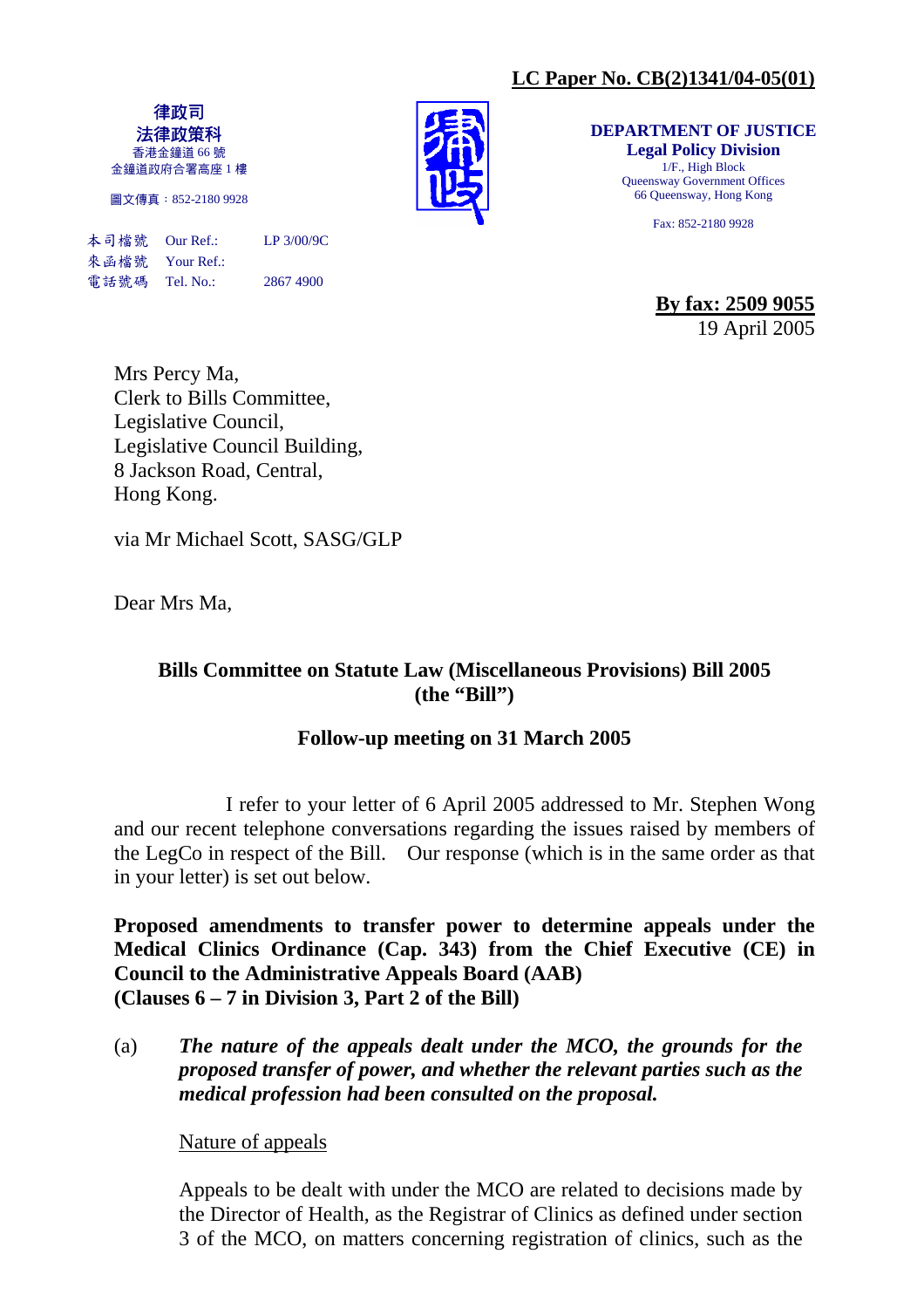**LC Paper No. CB(2)1341/04-05(01)**

**律政司**
**法律政策科**
香港金鐘道 66 號
金鐘道政府合署高座 1 樓

圖文傳真：852-2180 9928

**DEPARTMENT OF JUSTICE**
**Legal Policy Division**
1/F., High Block
Queensway Government Offices
66 Queensway, Hong Kong

Fax: 852-2180 9928

本司檔號 Our Ref.: LP 3/00/9C
來函檔號 Your Ref.:
電話號碼 Tel. No.: 2867 4900

**By fax: 2509 9055**
19 April 2005

Mrs Percy Ma,
Clerk to Bills Committee,
Legislative Council,
Legislative Council Building,
8 Jackson Road, Central,
Hong Kong.

via Mr Michael Scott, SASG/GLP

Dear Mrs Ma,

**Bills Committee on Statute Law (Miscellaneous Provisions) Bill 2005 (the "Bill")**

**Follow-up meeting on 31 March 2005**

I refer to your letter of 6 April 2005 addressed to Mr. Stephen Wong and our recent telephone conversations regarding the issues raised by members of the LegCo in respect of the Bill. Our response (which is in the same order as that in your letter) is set out below.

**Proposed amendments to transfer power to determine appeals under the Medical Clinics Ordinance (Cap. 343) from the Chief Executive (CE) in Council to the Administrative Appeals Board (AAB) (Clauses 6 – 7 in Division 3, Part 2 of the Bill)**

(a) ***The nature of the appeals dealt under the MCO, the grounds for the proposed transfer of power, and whether the relevant parties such as the medical profession had been consulted on the proposal.***

Nature of appeals

Appeals to be dealt with under the MCO are related to decisions made by the Director of Health, as the Registrar of Clinics as defined under section 3 of the MCO, on matters concerning registration of clinics, such as the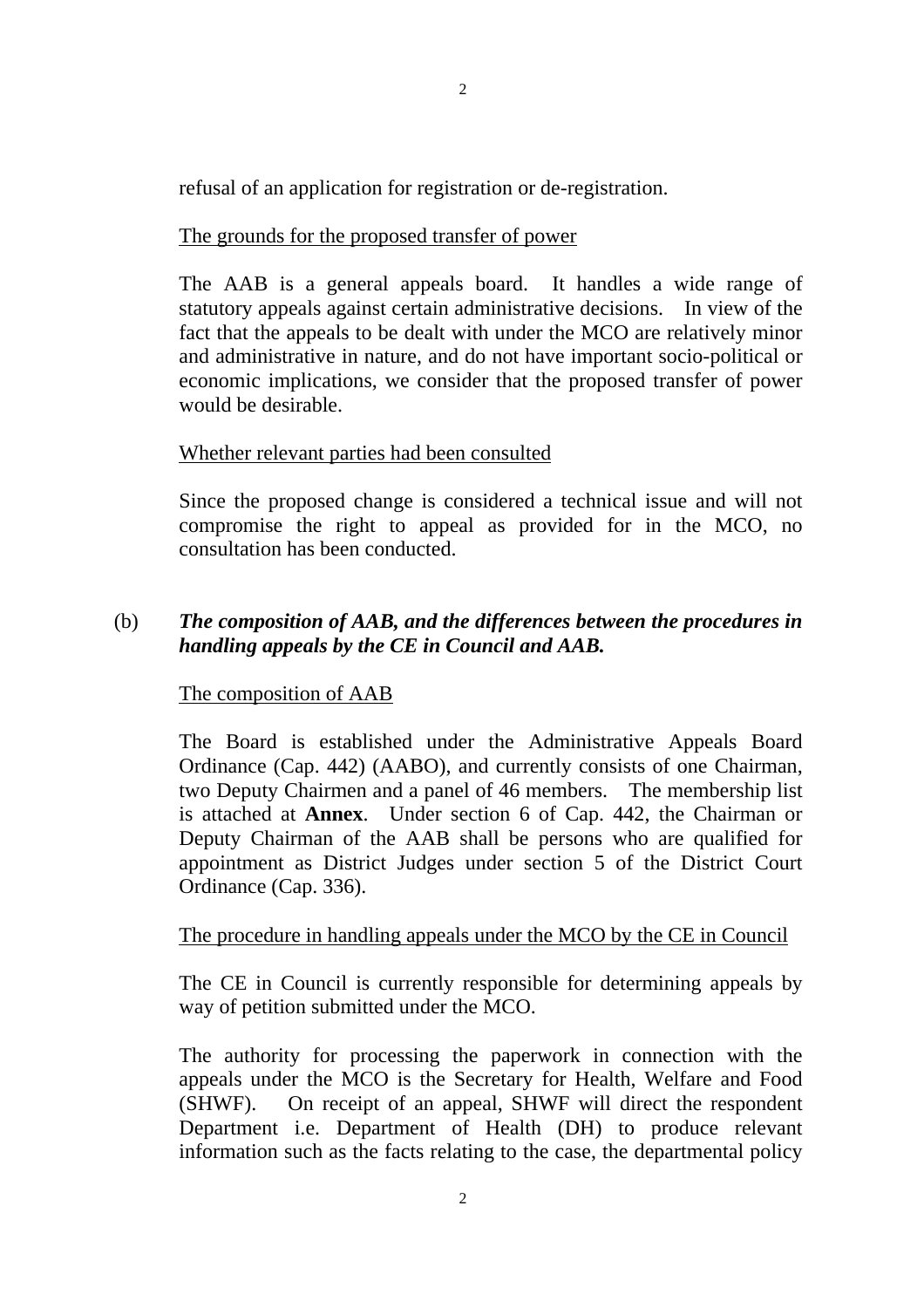refusal of an application for registration or de-registration.

The grounds for the proposed transfer of power

The AAB is a general appeals board. It handles a wide range of statutory appeals against certain administrative decisions. In view of the fact that the appeals to be dealt with under the MCO are relatively minor and administrative in nature, and do not have important socio-political or economic implications, we consider that the proposed transfer of power would be desirable.

Whether relevant parties had been consulted

Since the proposed change is considered a technical issue and will not compromise the right to appeal as provided for in the MCO, no consultation has been conducted.

(b) ***The composition of AAB, and the differences between the procedures in handling appeals by the CE in Council and AAB.***

The composition of AAB

The Board is established under the Administrative Appeals Board Ordinance (Cap. 442) (AABO), and currently consists of one Chairman, two Deputy Chairmen and a panel of 46 members. The membership list is attached at **Annex**. Under section 6 of Cap. 442, the Chairman or Deputy Chairman of the AAB shall be persons who are qualified for appointment as District Judges under section 5 of the District Court Ordinance (Cap. 336).

The procedure in handling appeals under the MCO by the CE in Council

The CE in Council is currently responsible for determining appeals by way of petition submitted under the MCO.

The authority for processing the paperwork in connection with the appeals under the MCO is the Secretary for Health, Welfare and Food (SHWF). On receipt of an appeal, SHWF will direct the respondent Department i.e. Department of Health (DH) to produce relevant information such as the facts relating to the case, the departmental policy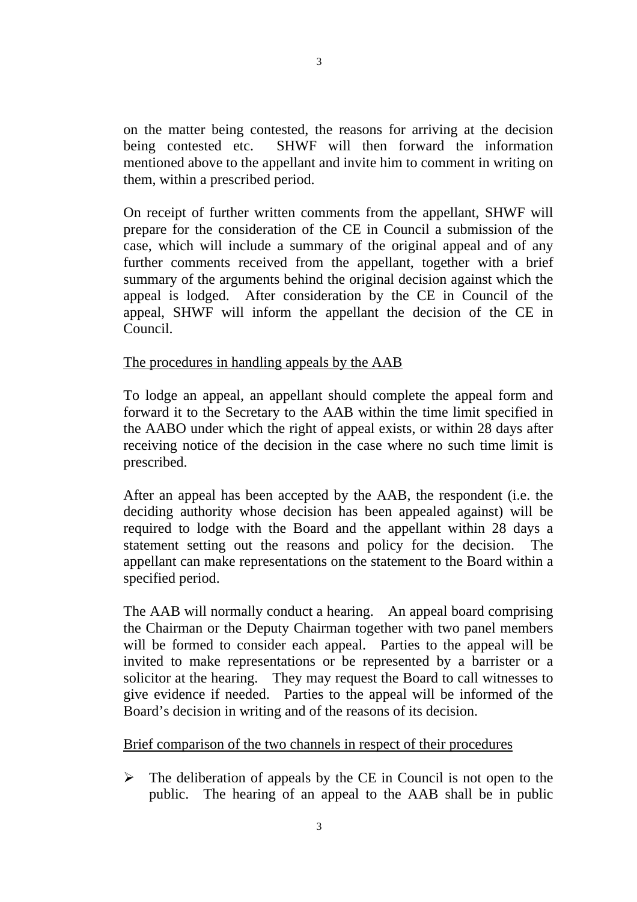on the matter being contested, the reasons for arriving at the decision being contested etc. SHWF will then forward the information mentioned above to the appellant and invite him to comment in writing on them, within a prescribed period.

On receipt of further written comments from the appellant, SHWF will prepare for the consideration of the CE in Council a submission of the case, which will include a summary of the original appeal and of any further comments received from the appellant, together with a brief summary of the arguments behind the original decision against which the appeal is lodged. After consideration by the CE in Council of the appeal, SHWF will inform the appellant the decision of the CE in Council.

<u>The procedures in handling appeals by the AAB</u>

To lodge an appeal, an appellant should complete the appeal form and forward it to the Secretary to the AAB within the time limit specified in the AABO under which the right of appeal exists, or within 28 days after receiving notice of the decision in the case where no such time limit is prescribed.

After an appeal has been accepted by the AAB, the respondent (i.e. the deciding authority whose decision has been appealed against) will be required to lodge with the Board and the appellant within 28 days a statement setting out the reasons and policy for the decision. The appellant can make representations on the statement to the Board within a specified period.

The AAB will normally conduct a hearing. An appeal board comprising the Chairman or the Deputy Chairman together with two panel members will be formed to consider each appeal. Parties to the appeal will be invited to make representations or be represented by a barrister or a solicitor at the hearing. They may request the Board to call witnesses to give evidence if needed. Parties to the appeal will be informed of the Board's decision in writing and of the reasons of its decision.

<u>Brief comparison of the two channels in respect of their procedures</u>

- The deliberation of appeals by the CE in Council is not open to the public. The hearing of an appeal to the AAB shall be in public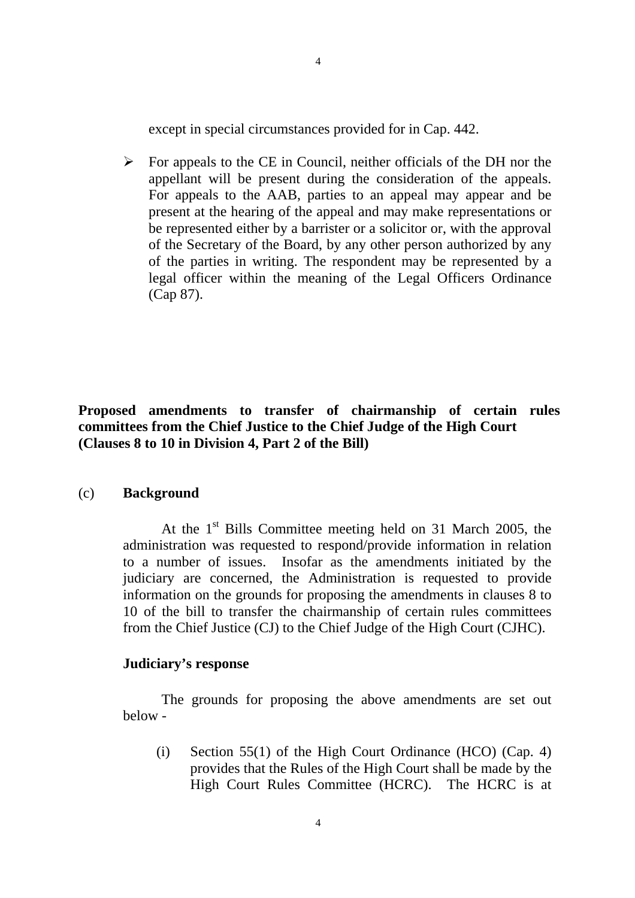except in special circumstances provided for in Cap. 442.

- For appeals to the CE in Council, neither officials of the DH nor the appellant will be present during the consideration of the appeals. For appeals to the AAB, parties to an appeal may appear and be present at the hearing of the appeal and may make representations or be represented either by a barrister or a solicitor or, with the approval of the Secretary of the Board, by any other person authorized by any of the parties in writing. The respondent may be represented by a legal officer within the meaning of the Legal Officers Ordinance (Cap 87).

**Proposed amendments to transfer of chairmanship of certain rules committees from the Chief Justice to the Chief Judge of the High Court (Clauses 8 to 10 in Division 4, Part 2 of the Bill)**

(c) **Background**

At the 1st Bills Committee meeting held on 31 March 2005, the administration was requested to respond/provide information in relation to a number of issues. Insofar as the amendments initiated by the judiciary are concerned, the Administration is requested to provide information on the grounds for proposing the amendments in clauses 8 to 10 of the bill to transfer the chairmanship of certain rules committees from the Chief Justice (CJ) to the Chief Judge of the High Court (CJHC).

**Judiciary's response**

The grounds for proposing the above amendments are set out below -

(i) Section 55(1) of the High Court Ordinance (HCO) (Cap. 4) provides that the Rules of the High Court shall be made by the High Court Rules Committee (HCRC). The HCRC is at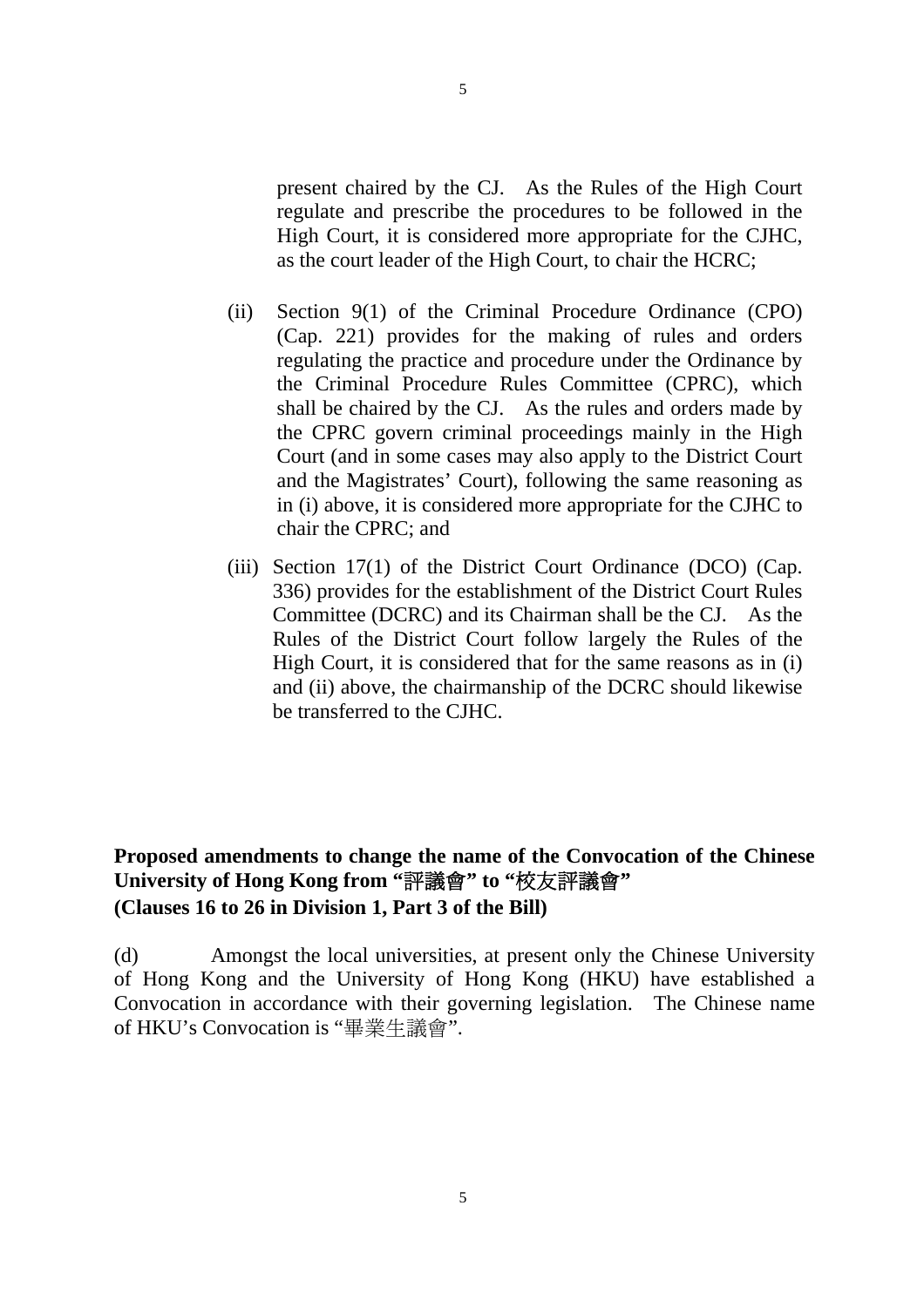present chaired by the CJ. As the Rules of the High Court regulate and prescribe the procedures to be followed in the High Court, it is considered more appropriate for the CJHC, as the court leader of the High Court, to chair the HCRC;

(ii) Section 9(1) of the Criminal Procedure Ordinance (CPO) (Cap. 221) provides for the making of rules and orders regulating the practice and procedure under the Ordinance by the Criminal Procedure Rules Committee (CPRC), which shall be chaired by the CJ. As the rules and orders made by the CPRC govern criminal proceedings mainly in the High Court (and in some cases may also apply to the District Court and the Magistrates' Court), following the same reasoning as in (i) above, it is considered more appropriate for the CJHC to chair the CPRC; and

(iii) Section 17(1) of the District Court Ordinance (DCO) (Cap. 336) provides for the establishment of the District Court Rules Committee (DCRC) and its Chairman shall be the CJ. As the Rules of the District Court follow largely the Rules of the High Court, it is considered that for the same reasons as in (i) and (ii) above, the chairmanship of the DCRC should likewise be transferred to the CJHC.

**Proposed amendments to change the name of the Convocation of the Chinese University of Hong Kong from "評議會" to "校友評議會"**
**(Clauses 16 to 26 in Division 1, Part 3 of the Bill)**

(d) Amongst the local universities, at present only the Chinese University of Hong Kong and the University of Hong Kong (HKU) have established a Convocation in accordance with their governing legislation. The Chinese name of HKU's Convocation is "畢業生議會".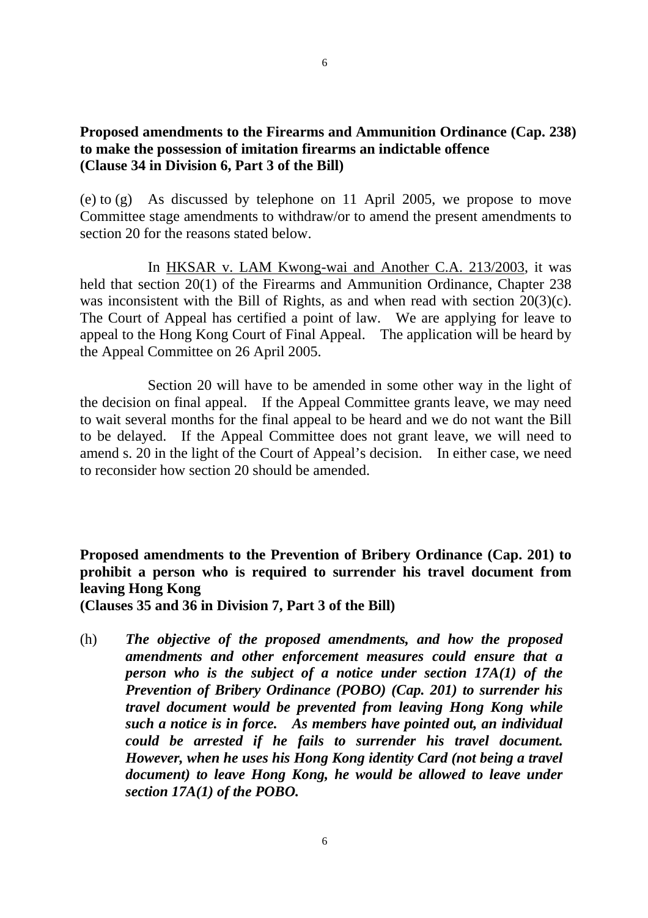**Proposed amendments to the Firearms and Ammunition Ordinance (Cap. 238) to make the possession of imitation firearms an indictable offence (Clause 34 in Division 6, Part 3 of the Bill)**

(e) to (g) As discussed by telephone on 11 April 2005, we propose to move Committee stage amendments to withdraw/or to amend the present amendments to section 20 for the reasons stated below.

In HKSAR v. LAM Kwong-wai and Another C.A. 213/2003, it was held that section 20(1) of the Firearms and Ammunition Ordinance, Chapter 238 was inconsistent with the Bill of Rights, as and when read with section 20(3)(c). The Court of Appeal has certified a point of law. We are applying for leave to appeal to the Hong Kong Court of Final Appeal. The application will be heard by the Appeal Committee on 26 April 2005.

Section 20 will have to be amended in some other way in the light of the decision on final appeal. If the Appeal Committee grants leave, we may need to wait several months for the final appeal to be heard and we do not want the Bill to be delayed. If the Appeal Committee does not grant leave, we will need to amend s. 20 in the light of the Court of Appeal's decision. In either case, we need to reconsider how section 20 should be amended.

**Proposed amendments to the Prevention of Bribery Ordinance (Cap. 201) to prohibit a person who is required to surrender his travel document from leaving Hong Kong (Clauses 35 and 36 in Division 7, Part 3 of the Bill)**

(h) ***The objective of the proposed amendments, and how the proposed amendments and other enforcement measures could ensure that a person who is the subject of a notice under section 17A(1) of the Prevention of Bribery Ordinance (POBO) (Cap. 201) to surrender his travel document would be prevented from leaving Hong Kong while such a notice is in force. As members have pointed out, an individual could be arrested if he fails to surrender his travel document. However, when he uses his Hong Kong identity Card (not being a travel document) to leave Hong Kong, he would be allowed to leave under section 17A(1) of the POBO.***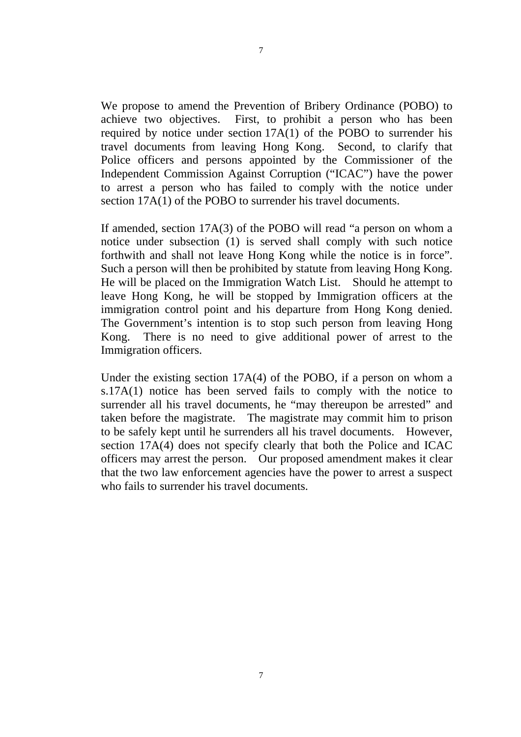We propose to amend the Prevention of Bribery Ordinance (POBO) to achieve two objectives. First, to prohibit a person who has been required by notice under section 17A(1) of the POBO to surrender his travel documents from leaving Hong Kong. Second, to clarify that Police officers and persons appointed by the Commissioner of the Independent Commission Against Corruption ("ICAC") have the power to arrest a person who has failed to comply with the notice under section 17A(1) of the POBO to surrender his travel documents.

If amended, section 17A(3) of the POBO will read "a person on whom a notice under subsection (1) is served shall comply with such notice forthwith and shall not leave Hong Kong while the notice is in force". Such a person will then be prohibited by statute from leaving Hong Kong. He will be placed on the Immigration Watch List. Should he attempt to leave Hong Kong, he will be stopped by Immigration officers at the immigration control point and his departure from Hong Kong denied. The Government's intention is to stop such person from leaving Hong Kong. There is no need to give additional power of arrest to the Immigration officers.

Under the existing section 17A(4) of the POBO, if a person on whom a s.17A(1) notice has been served fails to comply with the notice to surrender all his travel documents, he "may thereupon be arrested" and taken before the magistrate. The magistrate may commit him to prison to be safely kept until he surrenders all his travel documents. However, section 17A(4) does not specify clearly that both the Police and ICAC officers may arrest the person. Our proposed amendment makes it clear that the two law enforcement agencies have the power to arrest a suspect who fails to surrender his travel documents.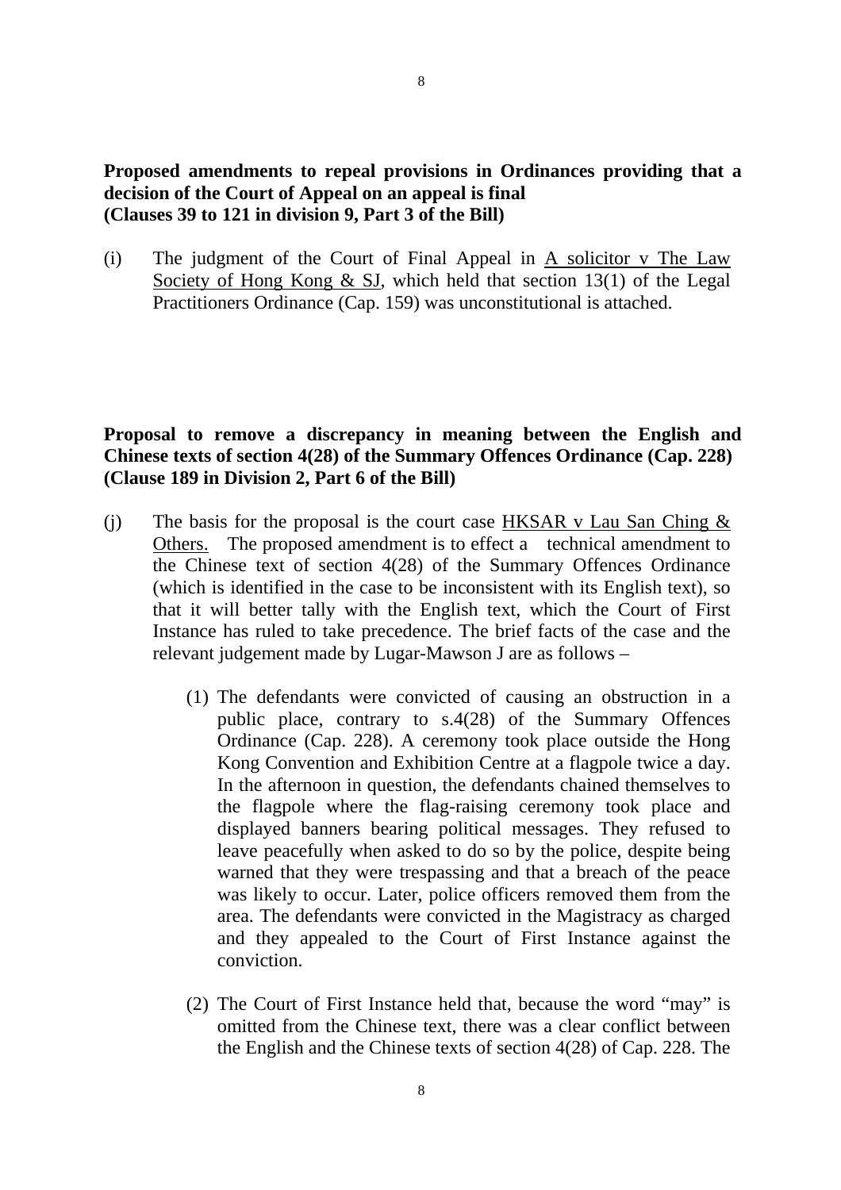**Proposed amendments to repeal provisions in Ordinances providing that a decision of the Court of Appeal on an appeal is final (Clauses 39 to 121 in division 9, Part 3 of the Bill)**

(i) The judgment of the Court of Final Appeal in A solicitor v The Law Society of Hong Kong & SJ, which held that section 13(1) of the Legal Practitioners Ordinance (Cap. 159) was unconstitutional is attached.

**Proposal to remove a discrepancy in meaning between the English and Chinese texts of section 4(28) of the Summary Offences Ordinance (Cap. 228) (Clause 189 in Division 2, Part 6 of the Bill)**

(j) The basis for the proposal is the court case HKSAR v Lau San Ching & Others. The proposed amendment is to effect a technical amendment to the Chinese text of section 4(28) of the Summary Offences Ordinance (which is identified in the case to be inconsistent with its English text), so that it will better tally with the English text, which the Court of First Instance has ruled to take precedence. The brief facts of the case and the relevant judgement made by Lugar-Mawson J are as follows –

(1) The defendants were convicted of causing an obstruction in a public place, contrary to s.4(28) of the Summary Offences Ordinance (Cap. 228). A ceremony took place outside the Hong Kong Convention and Exhibition Centre at a flagpole twice a day. In the afternoon in question, the defendants chained themselves to the flagpole where the flag-raising ceremony took place and displayed banners bearing political messages. They refused to leave peacefully when asked to do so by the police, despite being warned that they were trespassing and that a breach of the peace was likely to occur. Later, police officers removed them from the area. The defendants were convicted in the Magistracy as charged and they appealed to the Court of First Instance against the conviction.

(2) The Court of First Instance held that, because the word "may" is omitted from the Chinese text, there was a clear conflict between the English and the Chinese texts of section 4(28) of Cap. 228. The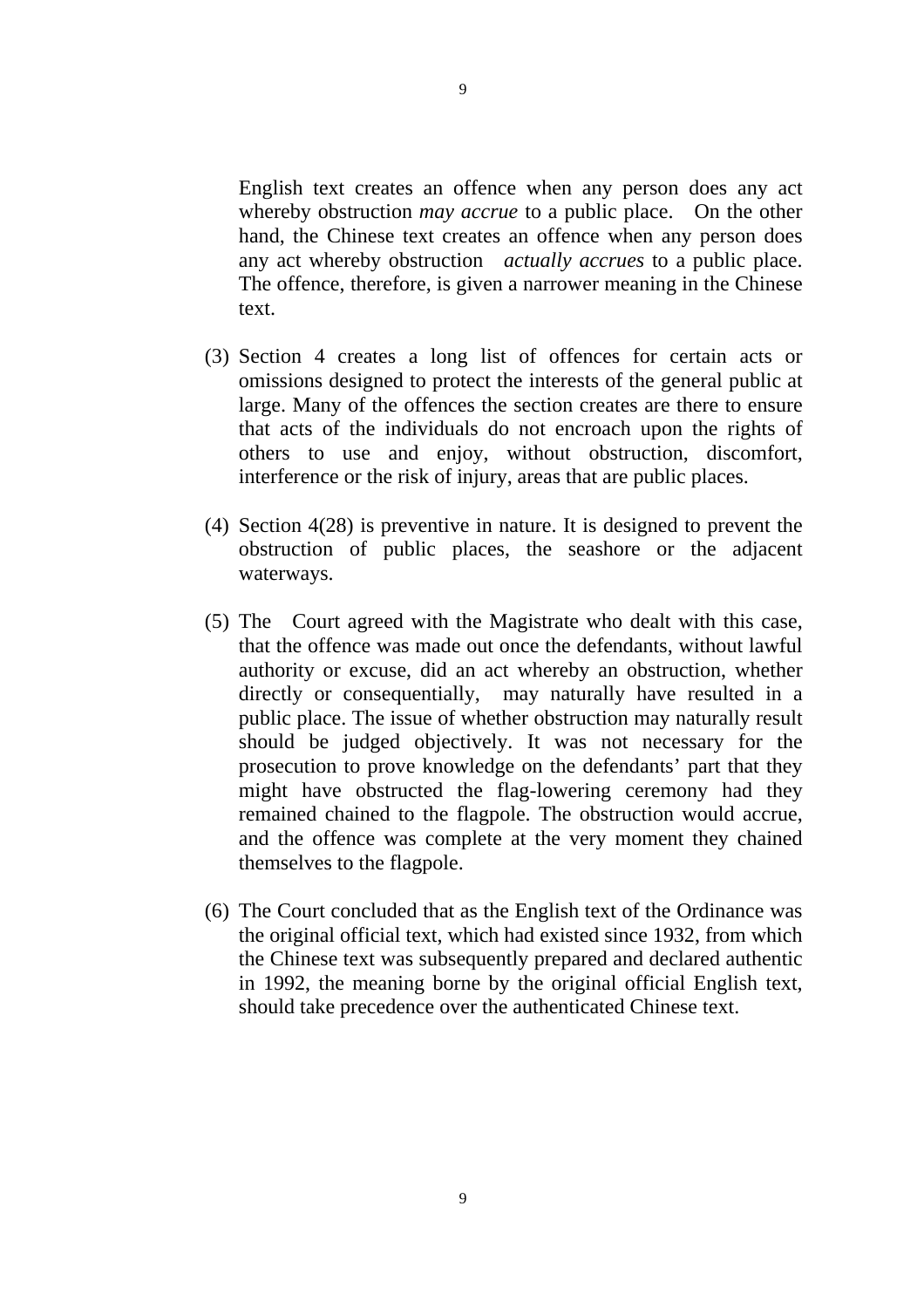English text creates an offence when any person does any act whereby obstruction *may accrue* to a public place. On the other hand, the Chinese text creates an offence when any person does any act whereby obstruction *actually accrues* to a public place. The offence, therefore, is given a narrower meaning in the Chinese text.

(3) Section 4 creates a long list of offences for certain acts or omissions designed to protect the interests of the general public at large. Many of the offences the section creates are there to ensure that acts of the individuals do not encroach upon the rights of others to use and enjoy, without obstruction, discomfort, interference or the risk of injury, areas that are public places.

(4) Section 4(28) is preventive in nature. It is designed to prevent the obstruction of public places, the seashore or the adjacent waterways.

(5) The Court agreed with the Magistrate who dealt with this case, that the offence was made out once the defendants, without lawful authority or excuse, did an act whereby an obstruction, whether directly or consequentially, may naturally have resulted in a public place. The issue of whether obstruction may naturally result should be judged objectively. It was not necessary for the prosecution to prove knowledge on the defendants' part that they might have obstructed the flag-lowering ceremony had they remained chained to the flagpole. The obstruction would accrue, and the offence was complete at the very moment they chained themselves to the flagpole.

(6) The Court concluded that as the English text of the Ordinance was the original official text, which had existed since 1932, from which the Chinese text was subsequently prepared and declared authentic in 1992, the meaning borne by the original official English text, should take precedence over the authenticated Chinese text.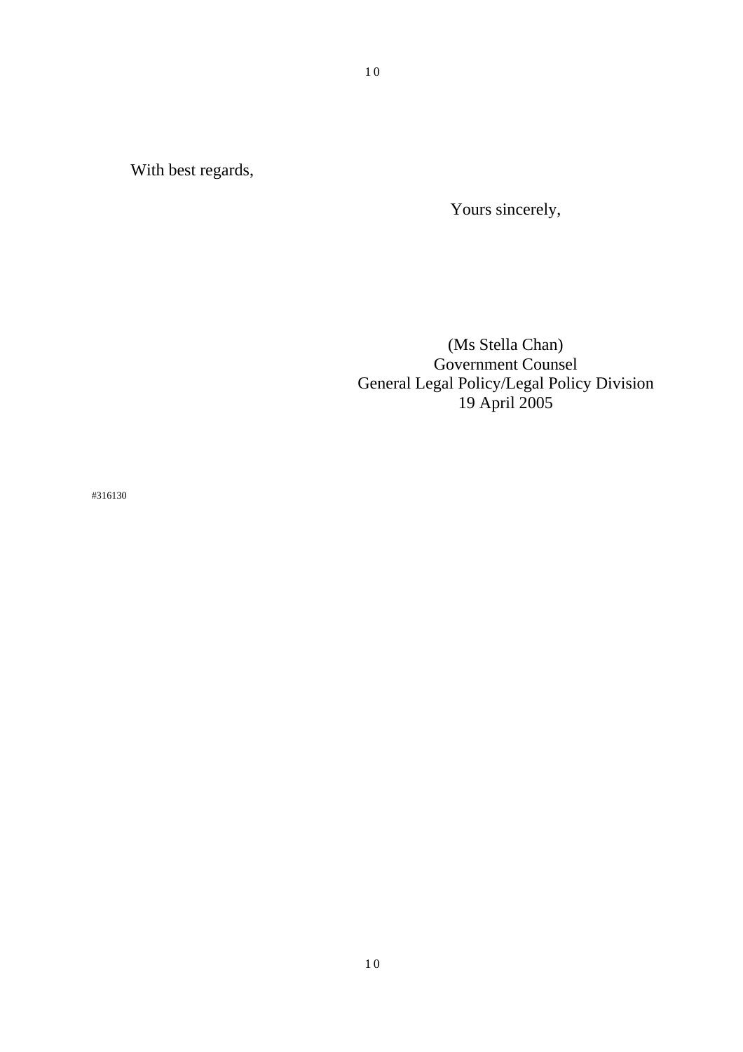With best regards,

Yours sincerely,

(Ms Stella Chan)
Government Counsel
General Legal Policy/Legal Policy Division
19 April 2005

#316130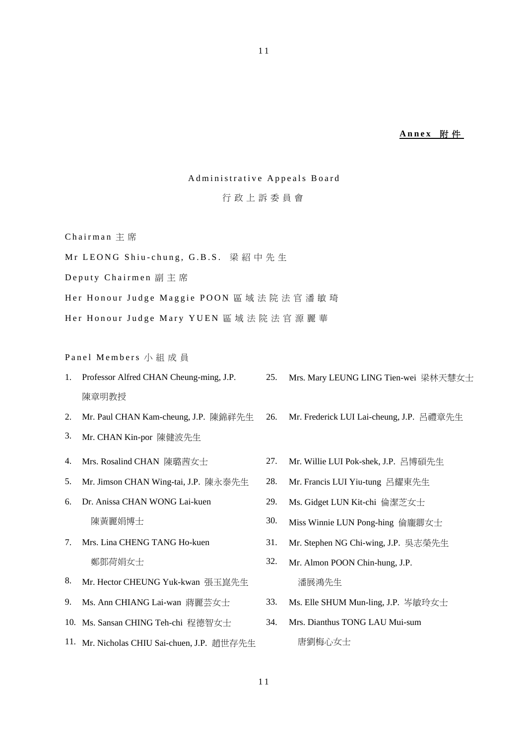**Annex 附件**

Administrative Appeals Board

行政上訴委員會

Chairman 主席

Mr LEONG Shiu-chung, G.B.S. 梁紹中先生

Deputy Chairmen 副主席

Her Honour Judge Maggie POON 區域法院法官潘敏琦

Her Honour Judge Mary YUEN 區域法院法官源麗華

Panel Members 小組成員

1. Professor Alfred CHAN Cheung-ming, J.P. 陳章明教授
2. Mr. Paul CHAN Kam-cheung, J.P. 陳錦祥先生
3. Mr. CHAN Kin-por 陳健波先生
4. Mrs. Rosalind CHAN 陳璐茜女士
5. Mr. Jimson CHAN Wing-tai, J.P. 陳永泰先生
6. Dr. Anissa CHAN WONG Lai-kuen 陳黃麗娟博士
7. Mrs. Lina CHENG TANG Ho-kuen 鄭鄧荷娟女士
8. Mr. Hector CHEUNG Yuk-kwan 張玉崑先生
9. Ms. Ann CHIANG Lai-wan 蔣麗芸女士
10. Ms. Sansan CHING Teh-chi 程德智女士
11. Mr. Nicholas CHIU Sai-chuen, J.P. 趙世存先生

25. Mrs. Mary LEUNG LING Tien-wei 梁林天慧女士
26. Mr. Frederick LUI Lai-cheung, J.P. 呂禮章先生
27. Mr. Willie LUI Pok-shek, J.P. 呂博碩先生
28. Mr. Francis LUI Yiu-tung 呂耀東先生
29. Ms. Gidget LUN Kit-chi 倫潔芝女士
30. Miss Winnie LUN Pong-hing 倫龐卿女士
31. Mr. Stephen NG Chi-wing, J.P. 吳志榮先生
32. Mr. Almon POON Chin-hung, J.P. 潘展鴻先生
33. Ms. Elle SHUM Mun-ling, J.P. 岑敏玲女士
34. Mrs. Dianthus TONG LAU Mui-sum 唐劉梅心女士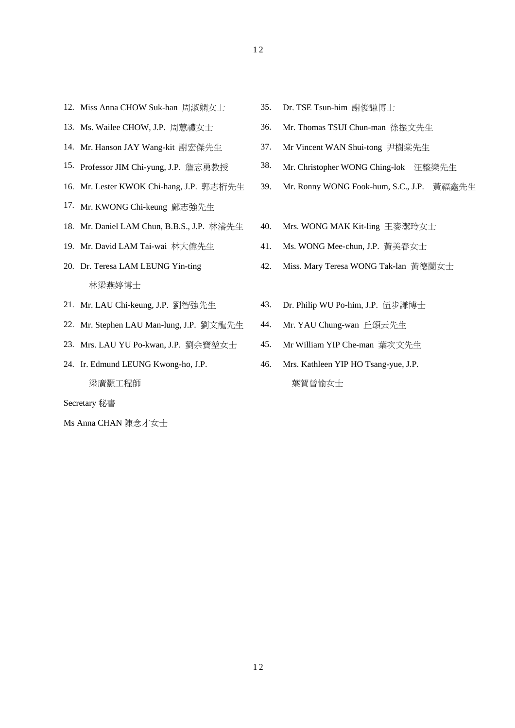12. Miss Anna CHOW Suk-han 周淑嫻女士
13. Ms. Wailee CHOW, J.P. 周蕙禮女士
14. Mr. Hanson JAY Wang-kit 謝宏傑先生
15. Professor JIM Chi-yung, J.P. 詹志勇教授
16. Mr. Lester KWOK Chi-hang, J.P. 郭志桁先生
17. Mr. KWONG Chi-keung 鄺志強先生
18. Mr. Daniel LAM Chun, B.B.S., J.P. 林濬先生
19. Mr. David LAM Tai-wai 林大偉先生
20. Dr. Teresa LAM LEUNG Yin-ting 林梁燕婷博士
21. Mr. LAU Chi-keung, J.P. 劉智強先生
22. Mr. Stephen LAU Man-lung, J.P. 劉文龍先生
23. Mrs. LAU YU Po-kwan, J.P. 劉余寶堃女士
24. Ir. Edmund LEUNG Kwong-ho, J.P. 梁廣灝工程師

35. Dr. TSE Tsun-him 謝俊謙博士
36. Mr. Thomas TSUI Chun-man 徐振文先生
37. Mr Vincent WAN Shui-tong 尹樹棠先生
38. Mr. Christopher WONG Ching-lok 汪整樂先生
39. Mr. Ronny WONG Fook-hum, S.C., J.P. 黃福鑫先生
40. Mrs. WONG MAK Kit-ling 王麥潔玲女士
41. Ms. WONG Mee-chun, J.P. 黃美春女士
42. Miss. Mary Teresa WONG Tak-lan 黃德蘭女士
43. Dr. Philip WU Po-him, J.P. 伍步謙博士
44. Mr. YAU Chung-wan 丘頌云先生
45. Mr William YIP Che-man 葉次文先生
46. Mrs. Kathleen YIP HO Tsang-yue, J.P. 葉賀曾愉女士

Secretary 秘書

Ms Anna CHAN 陳念才女士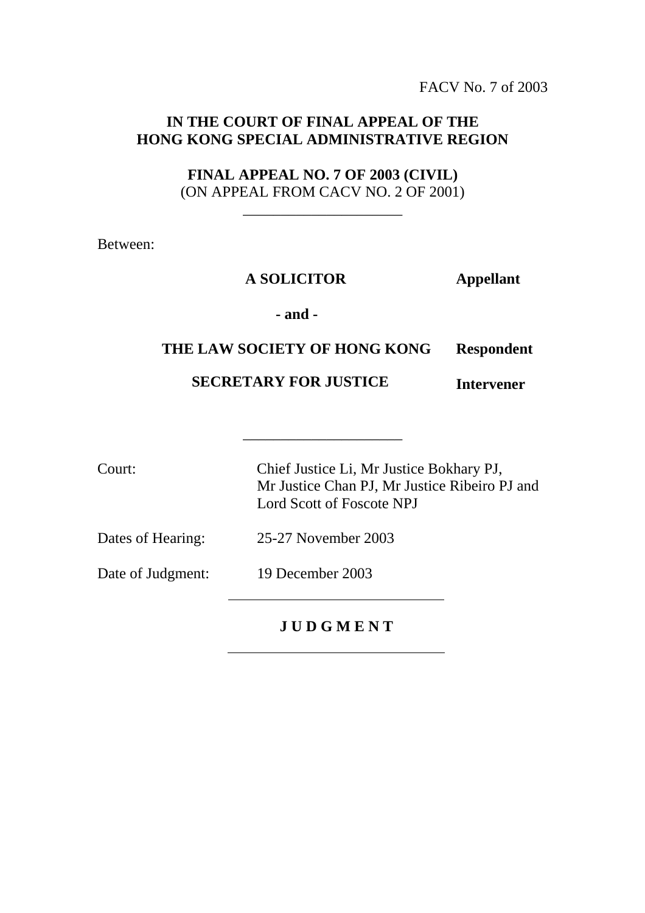FACV No. 7 of 2003

**IN THE COURT OF FINAL APPEAL OF THE HONG KONG SPECIAL ADMINISTRATIVE REGION**

**FINAL APPEAL NO. 7 OF 2003 (CIVIL)**
(ON APPEAL FROM CACV NO. 2 OF 2001)

Between:

| | |
|---|---|
| **A SOLICITOR** | **Appellant** |
| **- and -** | |
| **THE LAW SOCIETY OF HONG KONG** | **Respondent** |
| **SECRETARY FOR JUSTICE** | **Intervener** |

Court: Chief Justice Li, Mr Justice Bokhary PJ, Mr Justice Chan PJ, Mr Justice Ribeiro PJ and Lord Scott of Foscote NPJ

Dates of Hearing: 25-27 November 2003

Date of Judgment: 19 December 2003

**J U D G M E N T**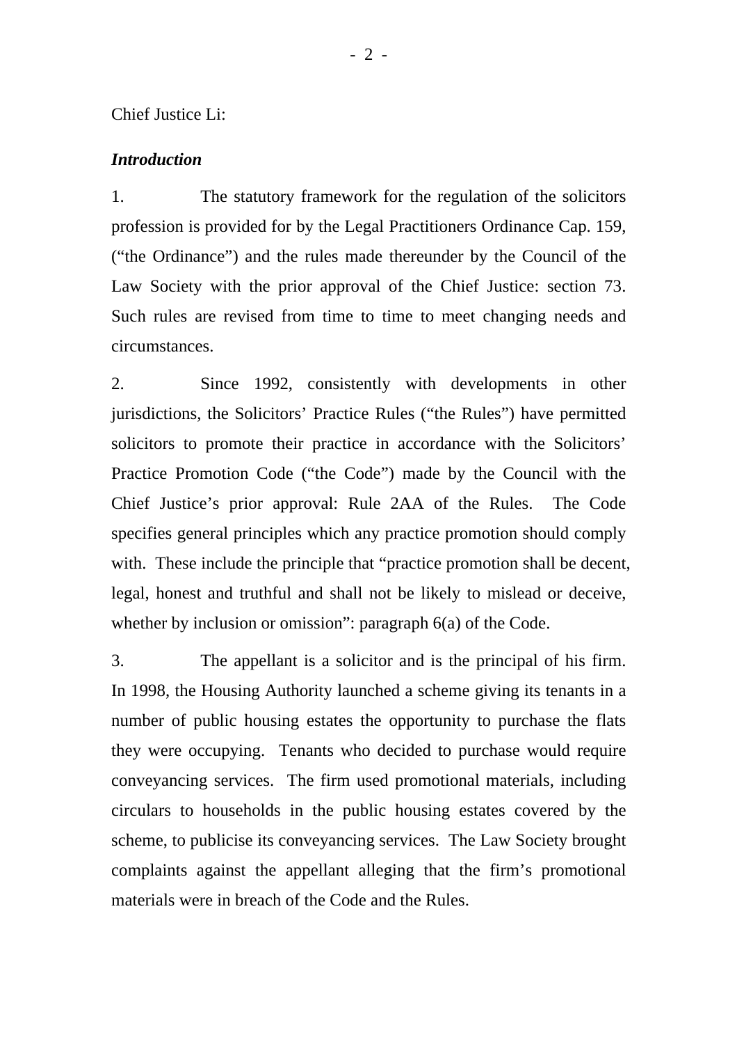Chief Justice Li:

***Introduction***

1. The statutory framework for the regulation of the solicitors profession is provided for by the Legal Practitioners Ordinance Cap. 159, ("the Ordinance") and the rules made thereunder by the Council of the Law Society with the prior approval of the Chief Justice: section 73. Such rules are revised from time to time to meet changing needs and circumstances.

2. Since 1992, consistently with developments in other jurisdictions, the Solicitors' Practice Rules ("the Rules") have permitted solicitors to promote their practice in accordance with the Solicitors' Practice Promotion Code ("the Code") made by the Council with the Chief Justice's prior approval: Rule 2AA of the Rules. The Code specifies general principles which any practice promotion should comply with. These include the principle that "practice promotion shall be decent, legal, honest and truthful and shall not be likely to mislead or deceive, whether by inclusion or omission": paragraph 6(a) of the Code.

3. The appellant is a solicitor and is the principal of his firm. In 1998, the Housing Authority launched a scheme giving its tenants in a number of public housing estates the opportunity to purchase the flats they were occupying. Tenants who decided to purchase would require conveyancing services. The firm used promotional materials, including circulars to households in the public housing estates covered by the scheme, to publicise its conveyancing services. The Law Society brought complaints against the appellant alleging that the firm's promotional materials were in breach of the Code and the Rules.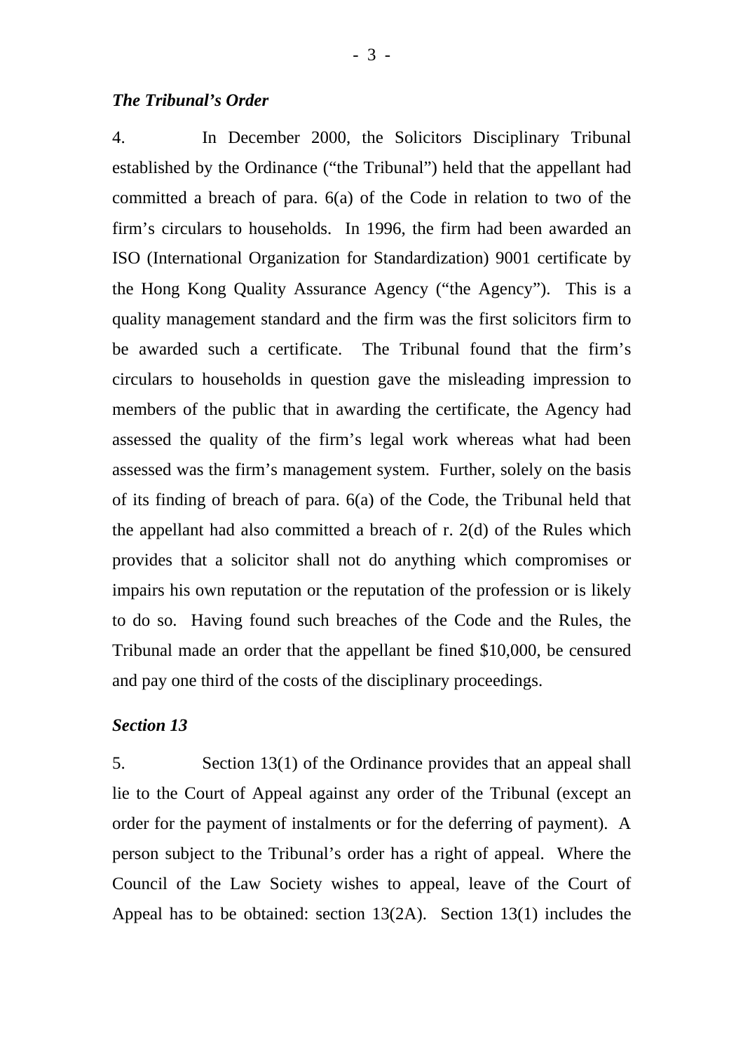### *The Tribunal's Order*

4. In December 2000, the Solicitors Disciplinary Tribunal established by the Ordinance ("the Tribunal") held that the appellant had committed a breach of para. 6(a) of the Code in relation to two of the firm's circulars to households. In 1996, the firm had been awarded an ISO (International Organization for Standardization) 9001 certificate by the Hong Kong Quality Assurance Agency ("the Agency"). This is a quality management standard and the firm was the first solicitors firm to be awarded such a certificate. The Tribunal found that the firm's circulars to households in question gave the misleading impression to members of the public that in awarding the certificate, the Agency had assessed the quality of the firm's legal work whereas what had been assessed was the firm's management system. Further, solely on the basis of its finding of breach of para. 6(a) of the Code, the Tribunal held that the appellant had also committed a breach of r. 2(d) of the Rules which provides that a solicitor shall not do anything which compromises or impairs his own reputation or the reputation of the profession or is likely to do so. Having found such breaches of the Code and the Rules, the Tribunal made an order that the appellant be fined $10,000, be censured and pay one third of the costs of the disciplinary proceedings.

### *Section 13*

5. Section 13(1) of the Ordinance provides that an appeal shall lie to the Court of Appeal against any order of the Tribunal (except an order for the payment of instalments or for the deferring of payment). A person subject to the Tribunal's order has a right of appeal. Where the Council of the Law Society wishes to appeal, leave of the Court of Appeal has to be obtained: section 13(2A). Section 13(1) includes the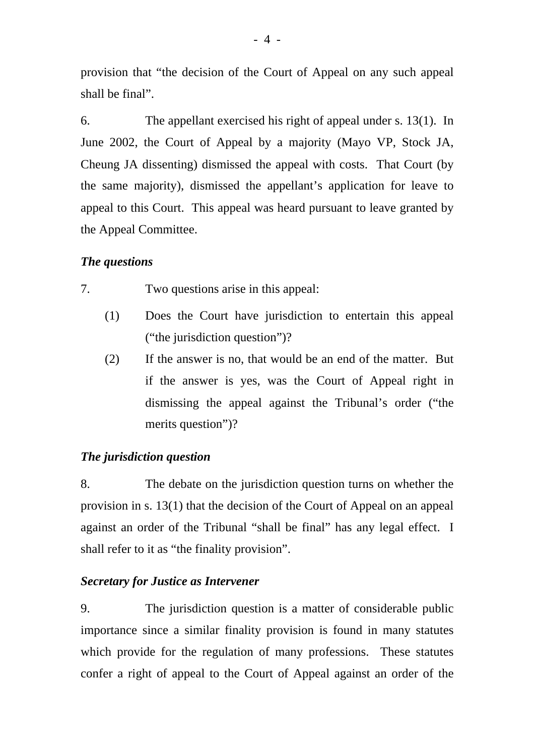provision that "the decision of the Court of Appeal on any such appeal shall be final".

6. The appellant exercised his right of appeal under s. 13(1). In June 2002, the Court of Appeal by a majority (Mayo VP, Stock JA, Cheung JA dissenting) dismissed the appeal with costs. That Court (by the same majority), dismissed the appellant's application for leave to appeal to this Court. This appeal was heard pursuant to leave granted by the Appeal Committee.

### *The questions*

7. Two questions arise in this appeal:

(1) Does the Court have jurisdiction to entertain this appeal ("the jurisdiction question")?

(2) If the answer is no, that would be an end of the matter. But if the answer is yes, was the Court of Appeal right in dismissing the appeal against the Tribunal's order ("the merits question")?

### *The jurisdiction question*

8. The debate on the jurisdiction question turns on whether the provision in s. 13(1) that the decision of the Court of Appeal on an appeal against an order of the Tribunal "shall be final" has any legal effect. I shall refer to it as "the finality provision".

### *Secretary for Justice as Intervener*

9. The jurisdiction question is a matter of considerable public importance since a similar finality provision is found in many statutes which provide for the regulation of many professions. These statutes confer a right of appeal to the Court of Appeal against an order of the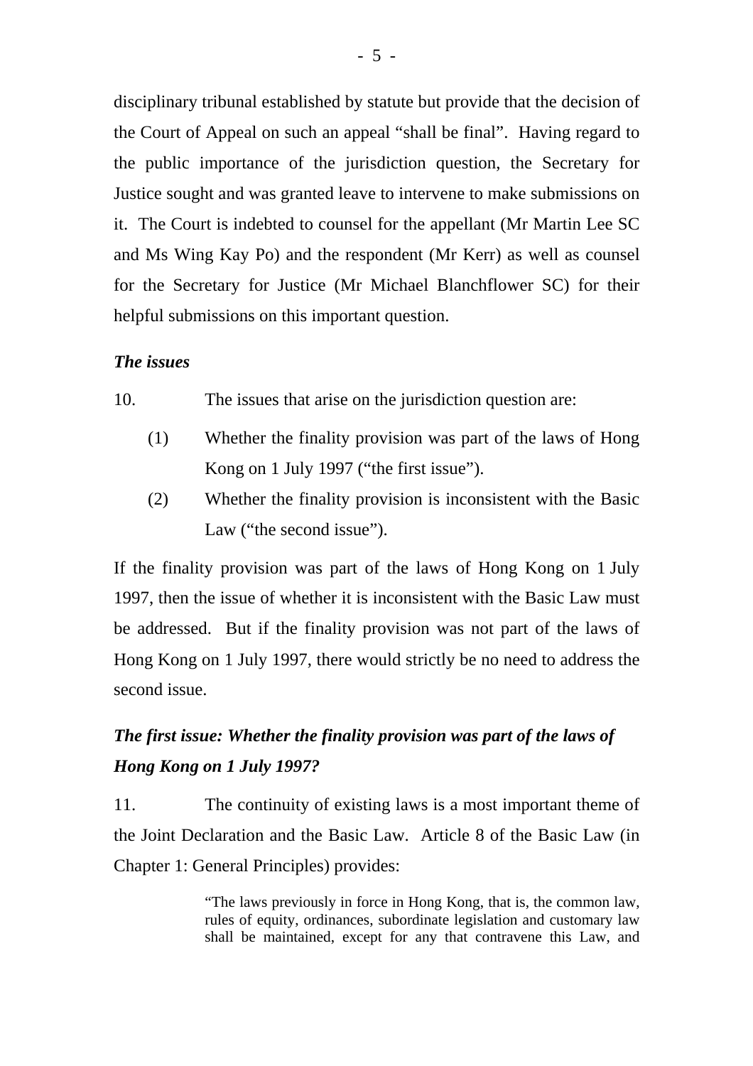disciplinary tribunal established by statute but provide that the decision of the Court of Appeal on such an appeal "shall be final". Having regard to the public importance of the jurisdiction question, the Secretary for Justice sought and was granted leave to intervene to make submissions on it. The Court is indebted to counsel for the appellant (Mr Martin Lee SC and Ms Wing Kay Po) and the respondent (Mr Kerr) as well as counsel for the Secretary for Justice (Mr Michael Blanchflower SC) for their helpful submissions on this important question.

### *The issues*

10. The issues that arise on the jurisdiction question are:

(1) Whether the finality provision was part of the laws of Hong Kong on 1 July 1997 ("the first issue").

(2) Whether the finality provision is inconsistent with the Basic Law ("the second issue").

If the finality provision was part of the laws of Hong Kong on 1 July 1997, then the issue of whether it is inconsistent with the Basic Law must be addressed. But if the finality provision was not part of the laws of Hong Kong on 1 July 1997, there would strictly be no need to address the second issue.

### *The first issue: Whether the finality provision was part of the laws of Hong Kong on 1 July 1997?*

11. The continuity of existing laws is a most important theme of the Joint Declaration and the Basic Law. Article 8 of the Basic Law (in Chapter 1: General Principles) provides:

> "The laws previously in force in Hong Kong, that is, the common law, rules of equity, ordinances, subordinate legislation and customary law shall be maintained, except for any that contravene this Law, and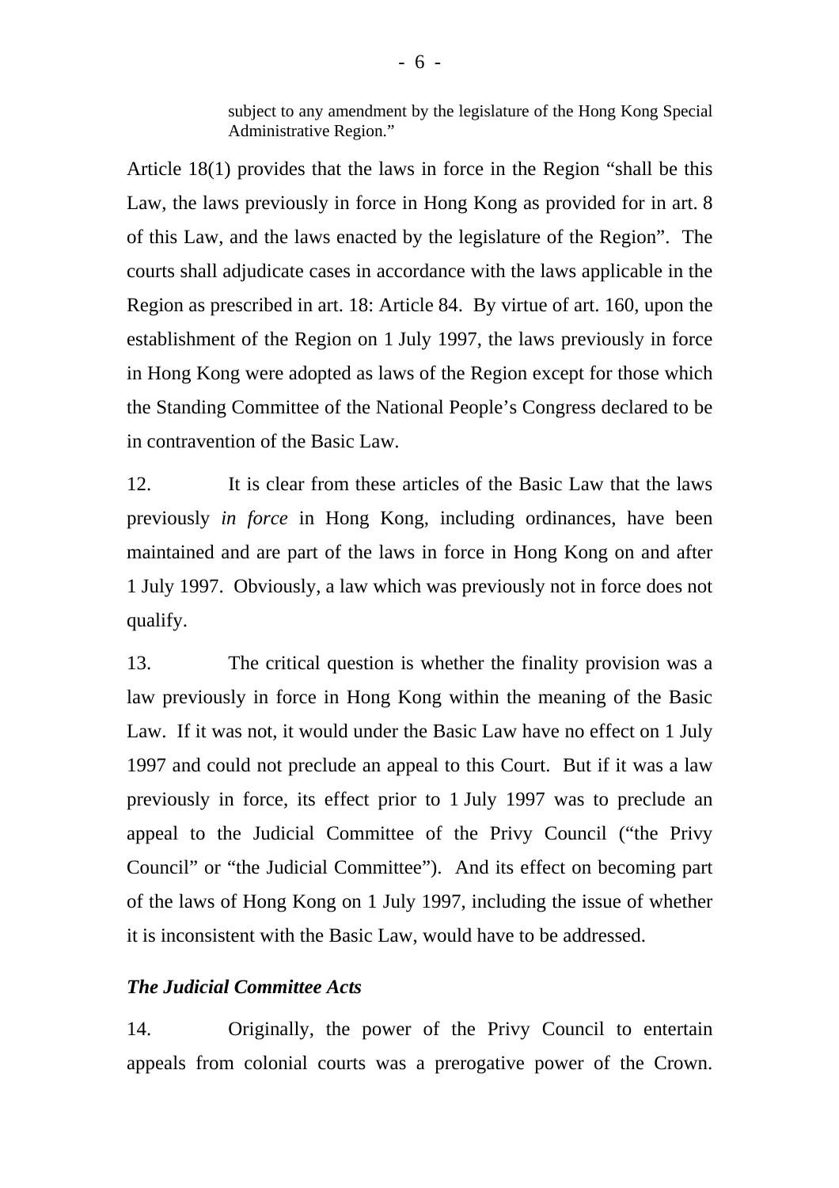> subject to any amendment by the legislature of the Hong Kong Special Administrative Region."

Article 18(1) provides that the laws in force in the Region "shall be this Law, the laws previously in force in Hong Kong as provided for in art. 8 of this Law, and the laws enacted by the legislature of the Region". The courts shall adjudicate cases in accordance with the laws applicable in the Region as prescribed in art. 18: Article 84. By virtue of art. 160, upon the establishment of the Region on 1 July 1997, the laws previously in force in Hong Kong were adopted as laws of the Region except for those which the Standing Committee of the National People's Congress declared to be in contravention of the Basic Law.

12. It is clear from these articles of the Basic Law that the laws previously *in force* in Hong Kong, including ordinances, have been maintained and are part of the laws in force in Hong Kong on and after 1 July 1997. Obviously, a law which was previously not in force does not qualify.

13. The critical question is whether the finality provision was a law previously in force in Hong Kong within the meaning of the Basic Law. If it was not, it would under the Basic Law have no effect on 1 July 1997 and could not preclude an appeal to this Court. But if it was a law previously in force, its effect prior to 1 July 1997 was to preclude an appeal to the Judicial Committee of the Privy Council ("the Privy Council" or "the Judicial Committee"). And its effect on becoming part of the laws of Hong Kong on 1 July 1997, including the issue of whether it is inconsistent with the Basic Law, would have to be addressed.

***The Judicial Committee Acts***

14. Originally, the power of the Privy Council to entertain appeals from colonial courts was a prerogative power of the Crown.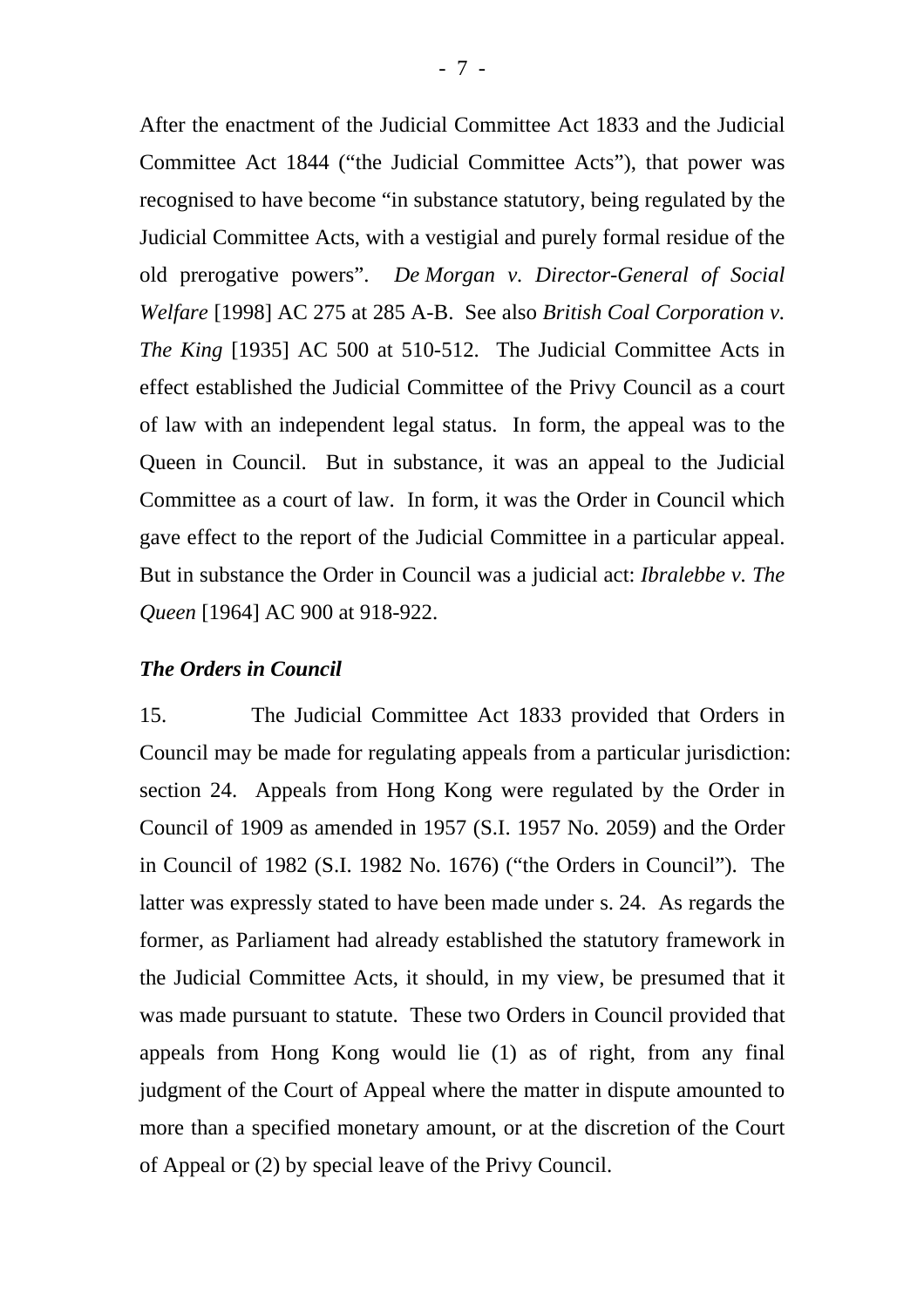After the enactment of the Judicial Committee Act 1833 and the Judicial Committee Act 1844 ("the Judicial Committee Acts"), that power was recognised to have become "in substance statutory, being regulated by the Judicial Committee Acts, with a vestigial and purely formal residue of the old prerogative powers". *De Morgan v. Director-General of Social Welfare* [1998] AC 275 at 285 A-B. See also *British Coal Corporation v. The King* [1935] AC 500 at 510-512. The Judicial Committee Acts in effect established the Judicial Committee of the Privy Council as a court of law with an independent legal status. In form, the appeal was to the Queen in Council. But in substance, it was an appeal to the Judicial Committee as a court of law. In form, it was the Order in Council which gave effect to the report of the Judicial Committee in a particular appeal. But in substance the Order in Council was a judicial act: *Ibralebbe v. The Queen* [1964] AC 900 at 918-922.

***The Orders in Council***

15. The Judicial Committee Act 1833 provided that Orders in Council may be made for regulating appeals from a particular jurisdiction: section 24. Appeals from Hong Kong were regulated by the Order in Council of 1909 as amended in 1957 (S.I. 1957 No. 2059) and the Order in Council of 1982 (S.I. 1982 No. 1676) ("the Orders in Council"). The latter was expressly stated to have been made under s. 24. As regards the former, as Parliament had already established the statutory framework in the Judicial Committee Acts, it should, in my view, be presumed that it was made pursuant to statute. These two Orders in Council provided that appeals from Hong Kong would lie (1) as of right, from any final judgment of the Court of Appeal where the matter in dispute amounted to more than a specified monetary amount, or at the discretion of the Court of Appeal or (2) by special leave of the Privy Council.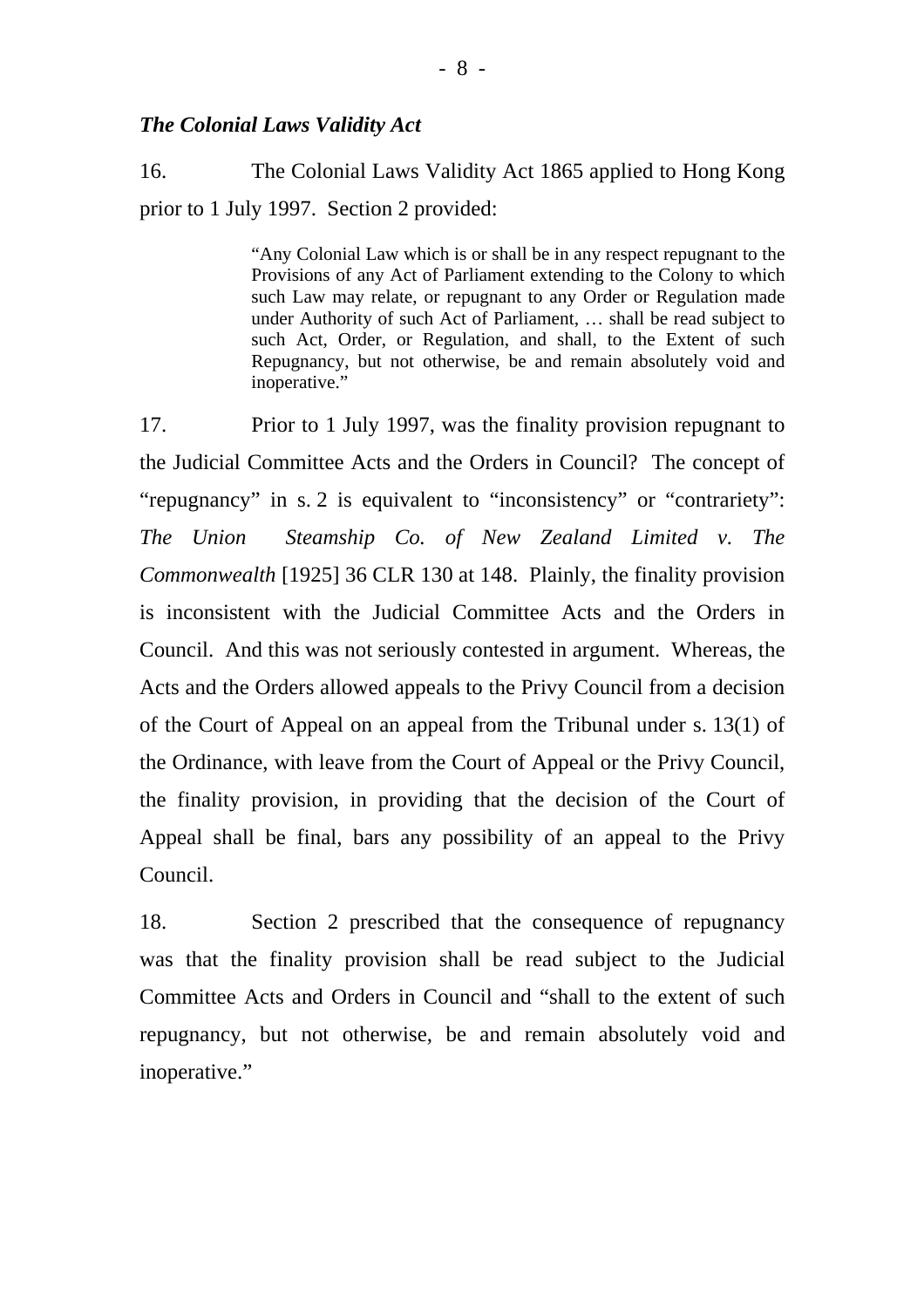### *The Colonial Laws Validity Act*

16. The Colonial Laws Validity Act 1865 applied to Hong Kong prior to 1 July 1997. Section 2 provided:

> "Any Colonial Law which is or shall be in any respect repugnant to the Provisions of any Act of Parliament extending to the Colony to which such Law may relate, or repugnant to any Order or Regulation made under Authority of such Act of Parliament, … shall be read subject to such Act, Order, or Regulation, and shall, to the Extent of such Repugnancy, but not otherwise, be and remain absolutely void and inoperative."

17. Prior to 1 July 1997, was the finality provision repugnant to the Judicial Committee Acts and the Orders in Council? The concept of "repugnancy" in s. 2 is equivalent to "inconsistency" or "contrariety": *The Union Steamship Co. of New Zealand Limited v. The Commonwealth* [1925] 36 CLR 130 at 148. Plainly, the finality provision is inconsistent with the Judicial Committee Acts and the Orders in Council. And this was not seriously contested in argument. Whereas, the Acts and the Orders allowed appeals to the Privy Council from a decision of the Court of Appeal on an appeal from the Tribunal under s. 13(1) of the Ordinance, with leave from the Court of Appeal or the Privy Council, the finality provision, in providing that the decision of the Court of Appeal shall be final, bars any possibility of an appeal to the Privy Council.

18. Section 2 prescribed that the consequence of repugnancy was that the finality provision shall be read subject to the Judicial Committee Acts and Orders in Council and "shall to the extent of such repugnancy, but not otherwise, be and remain absolutely void and inoperative."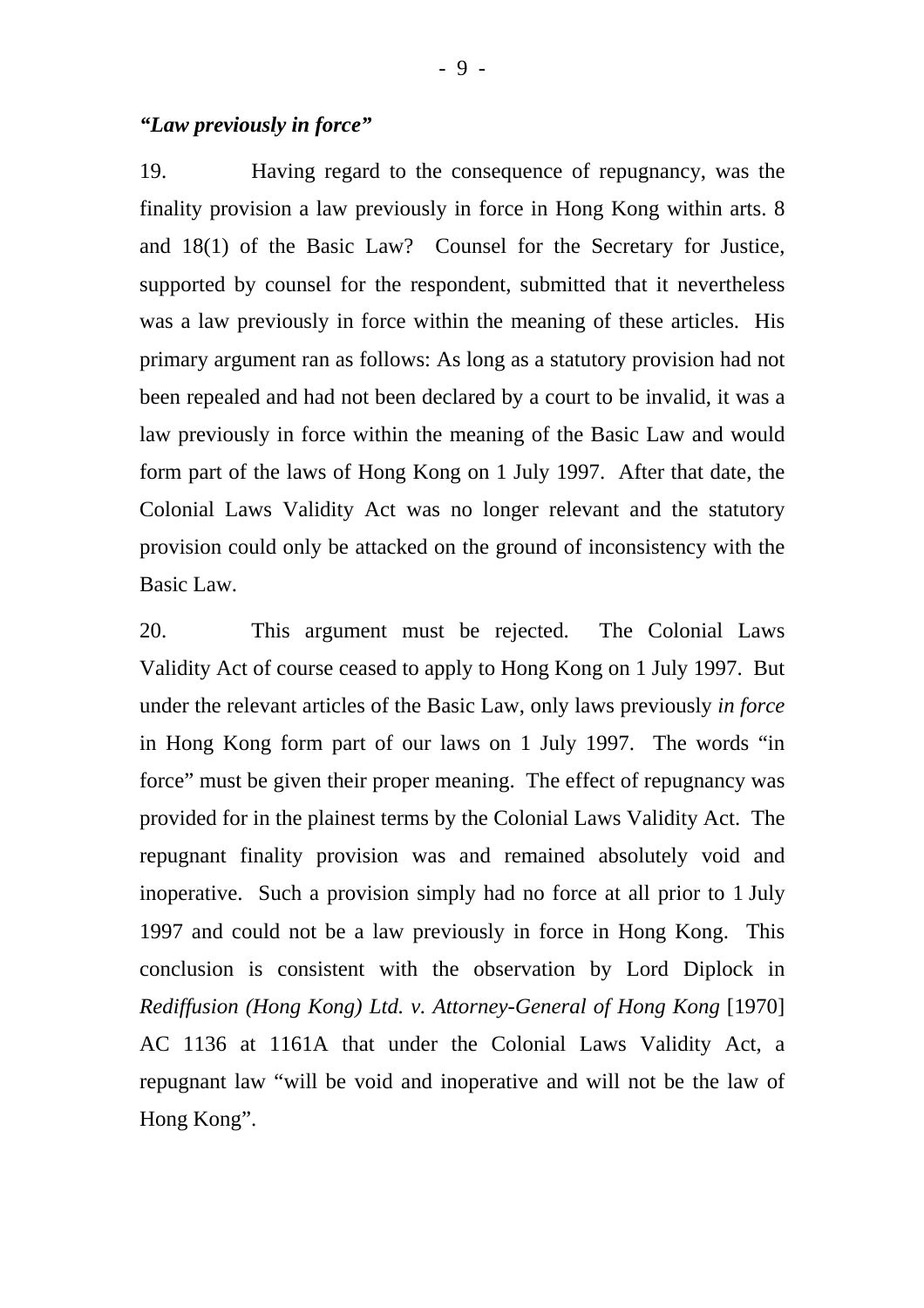### *"Law previously in force"*

19. Having regard to the consequence of repugnancy, was the finality provision a law previously in force in Hong Kong within arts. 8 and 18(1) of the Basic Law? Counsel for the Secretary for Justice, supported by counsel for the respondent, submitted that it nevertheless was a law previously in force within the meaning of these articles. His primary argument ran as follows: As long as a statutory provision had not been repealed and had not been declared by a court to be invalid, it was a law previously in force within the meaning of the Basic Law and would form part of the laws of Hong Kong on 1 July 1997. After that date, the Colonial Laws Validity Act was no longer relevant and the statutory provision could only be attacked on the ground of inconsistency with the Basic Law.

20. This argument must be rejected. The Colonial Laws Validity Act of course ceased to apply to Hong Kong on 1 July 1997. But under the relevant articles of the Basic Law, only laws previously *in force* in Hong Kong form part of our laws on 1 July 1997. The words "in force" must be given their proper meaning. The effect of repugnancy was provided for in the plainest terms by the Colonial Laws Validity Act. The repugnant finality provision was and remained absolutely void and inoperative. Such a provision simply had no force at all prior to 1 July 1997 and could not be a law previously in force in Hong Kong. This conclusion is consistent with the observation by Lord Diplock in *Rediffusion (Hong Kong) Ltd. v. Attorney-General of Hong Kong* [1970] AC 1136 at 1161A that under the Colonial Laws Validity Act, a repugnant law "will be void and inoperative and will not be the law of Hong Kong".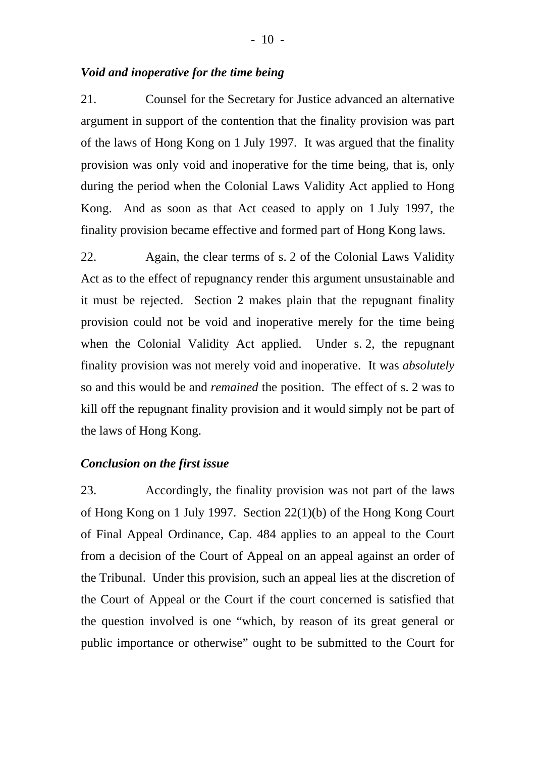### *Void and inoperative for the time being*

21. Counsel for the Secretary for Justice advanced an alternative argument in support of the contention that the finality provision was part of the laws of Hong Kong on 1 July 1997. It was argued that the finality provision was only void and inoperative for the time being, that is, only during the period when the Colonial Laws Validity Act applied to Hong Kong. And as soon as that Act ceased to apply on 1 July 1997, the finality provision became effective and formed part of Hong Kong laws.

22. Again, the clear terms of s. 2 of the Colonial Laws Validity Act as to the effect of repugnancy render this argument unsustainable and it must be rejected. Section 2 makes plain that the repugnant finality provision could not be void and inoperative merely for the time being when the Colonial Validity Act applied. Under s. 2, the repugnant finality provision was not merely void and inoperative. It was *absolutely* so and this would be and *remained* the position. The effect of s. 2 was to kill off the repugnant finality provision and it would simply not be part of the laws of Hong Kong.

### *Conclusion on the first issue*

23. Accordingly, the finality provision was not part of the laws of Hong Kong on 1 July 1997. Section 22(1)(b) of the Hong Kong Court of Final Appeal Ordinance, Cap. 484 applies to an appeal to the Court from a decision of the Court of Appeal on an appeal against an order of the Tribunal. Under this provision, such an appeal lies at the discretion of the Court of Appeal or the Court if the court concerned is satisfied that the question involved is one "which, by reason of its great general or public importance or otherwise" ought to be submitted to the Court for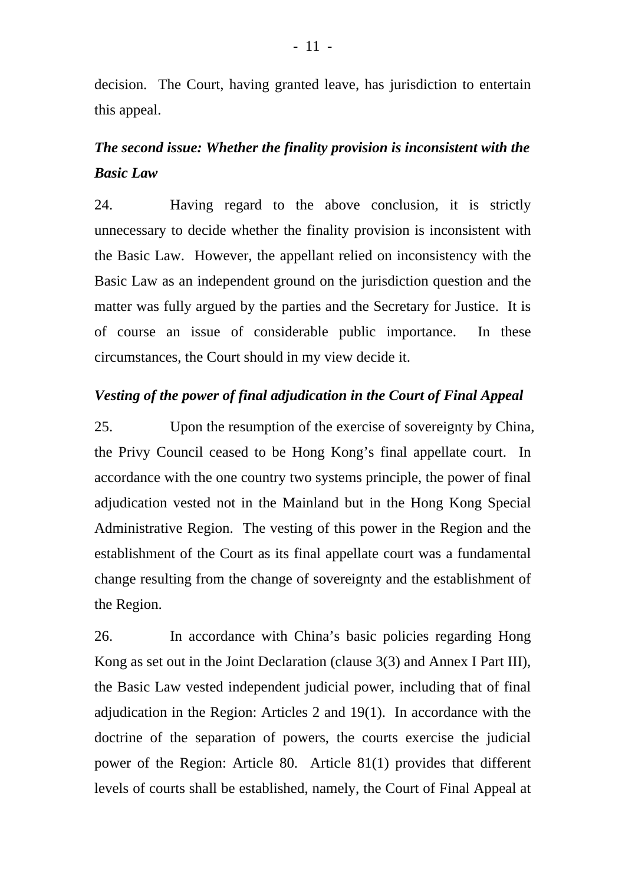decision. The Court, having granted leave, has jurisdiction to entertain this appeal.

***The second issue: Whether the finality provision is inconsistent with the Basic Law***

24. Having regard to the above conclusion, it is strictly unnecessary to decide whether the finality provision is inconsistent with the Basic Law. However, the appellant relied on inconsistency with the Basic Law as an independent ground on the jurisdiction question and the matter was fully argued by the parties and the Secretary for Justice. It is of course an issue of considerable public importance. In these circumstances, the Court should in my view decide it.

***Vesting of the power of final adjudication in the Court of Final Appeal***

25. Upon the resumption of the exercise of sovereignty by China, the Privy Council ceased to be Hong Kong's final appellate court. In accordance with the one country two systems principle, the power of final adjudication vested not in the Mainland but in the Hong Kong Special Administrative Region. The vesting of this power in the Region and the establishment of the Court as its final appellate court was a fundamental change resulting from the change of sovereignty and the establishment of the Region.

26. In accordance with China's basic policies regarding Hong Kong as set out in the Joint Declaration (clause 3(3) and Annex I Part III), the Basic Law vested independent judicial power, including that of final adjudication in the Region: Articles 2 and 19(1). In accordance with the doctrine of the separation of powers, the courts exercise the judicial power of the Region: Article 80. Article 81(1) provides that different levels of courts shall be established, namely, the Court of Final Appeal at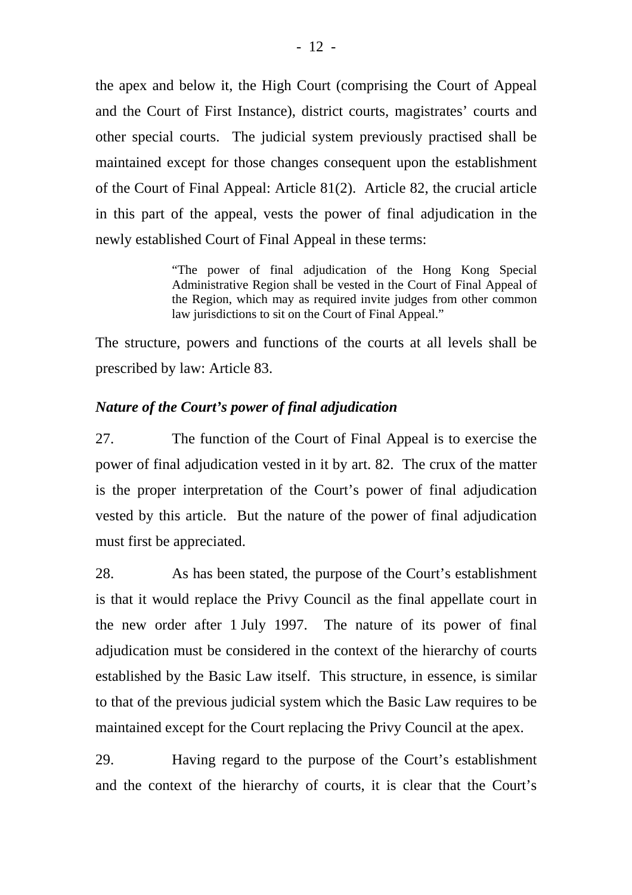the apex and below it, the High Court (comprising the Court of Appeal and the Court of First Instance), district courts, magistrates' courts and other special courts. The judicial system previously practised shall be maintained except for those changes consequent upon the establishment of the Court of Final Appeal: Article 81(2). Article 82, the crucial article in this part of the appeal, vests the power of final adjudication in the newly established Court of Final Appeal in these terms:

> "The power of final adjudication of the Hong Kong Special Administrative Region shall be vested in the Court of Final Appeal of the Region, which may as required invite judges from other common law jurisdictions to sit on the Court of Final Appeal."

The structure, powers and functions of the courts at all levels shall be prescribed by law: Article 83.

***Nature of the Court's power of final adjudication***

27. The function of the Court of Final Appeal is to exercise the power of final adjudication vested in it by art. 82. The crux of the matter is the proper interpretation of the Court's power of final adjudication vested by this article. But the nature of the power of final adjudication must first be appreciated.

28. As has been stated, the purpose of the Court's establishment is that it would replace the Privy Council as the final appellate court in the new order after 1 July 1997. The nature of its power of final adjudication must be considered in the context of the hierarchy of courts established by the Basic Law itself. This structure, in essence, is similar to that of the previous judicial system which the Basic Law requires to be maintained except for the Court replacing the Privy Council at the apex.

29. Having regard to the purpose of the Court's establishment and the context of the hierarchy of courts, it is clear that the Court's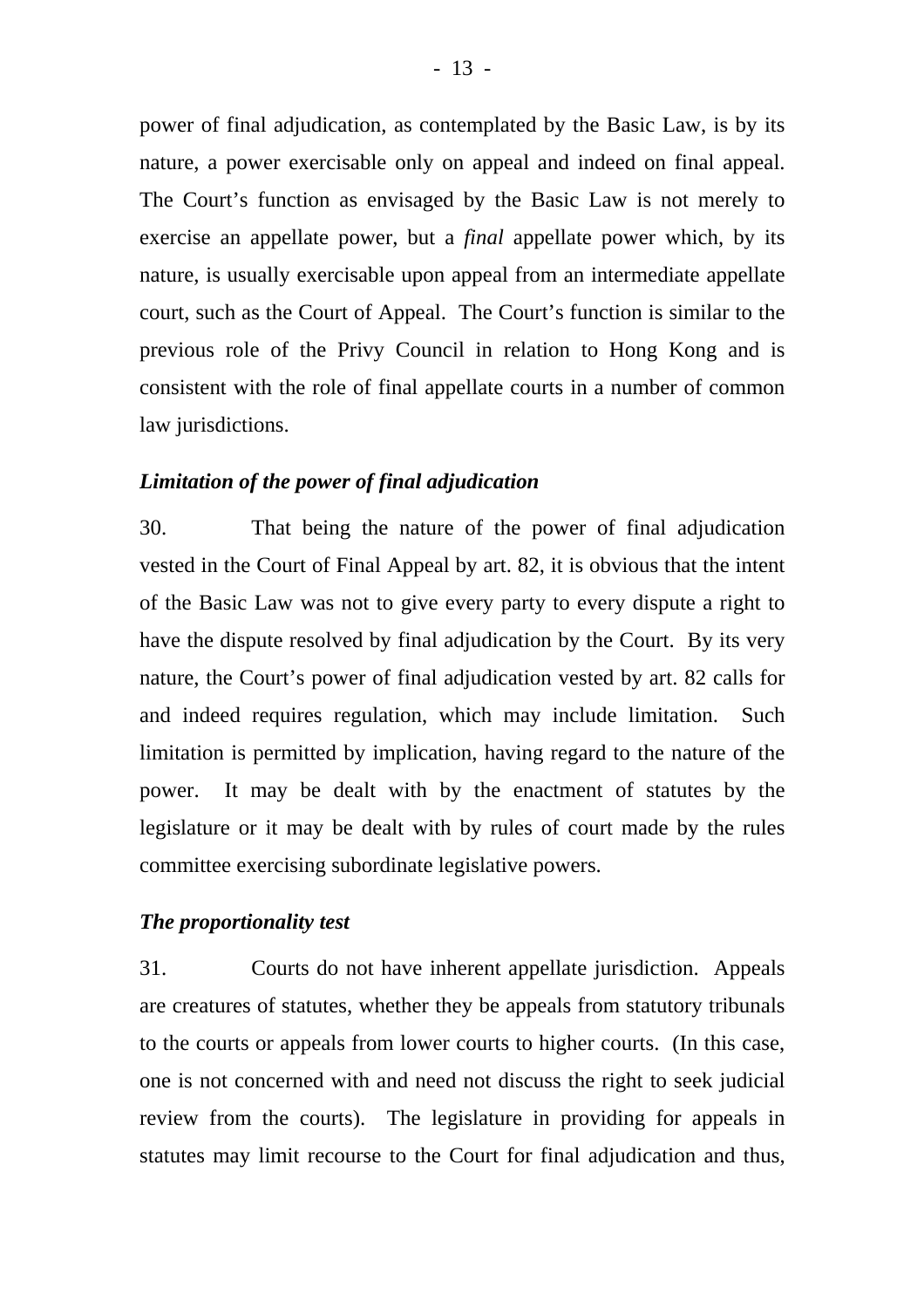power of final adjudication, as contemplated by the Basic Law, is by its nature, a power exercisable only on appeal and indeed on final appeal. The Court's function as envisaged by the Basic Law is not merely to exercise an appellate power, but a *final* appellate power which, by its nature, is usually exercisable upon appeal from an intermediate appellate court, such as the Court of Appeal. The Court's function is similar to the previous role of the Privy Council in relation to Hong Kong and is consistent with the role of final appellate courts in a number of common law jurisdictions.

***Limitation of the power of final adjudication***

30. That being the nature of the power of final adjudication vested in the Court of Final Appeal by art. 82, it is obvious that the intent of the Basic Law was not to give every party to every dispute a right to have the dispute resolved by final adjudication by the Court. By its very nature, the Court's power of final adjudication vested by art. 82 calls for and indeed requires regulation, which may include limitation. Such limitation is permitted by implication, having regard to the nature of the power. It may be dealt with by the enactment of statutes by the legislature or it may be dealt with by rules of court made by the rules committee exercising subordinate legislative powers.

***The proportionality test***

31. Courts do not have inherent appellate jurisdiction. Appeals are creatures of statutes, whether they be appeals from statutory tribunals to the courts or appeals from lower courts to higher courts. (In this case, one is not concerned with and need not discuss the right to seek judicial review from the courts). The legislature in providing for appeals in statutes may limit recourse to the Court for final adjudication and thus,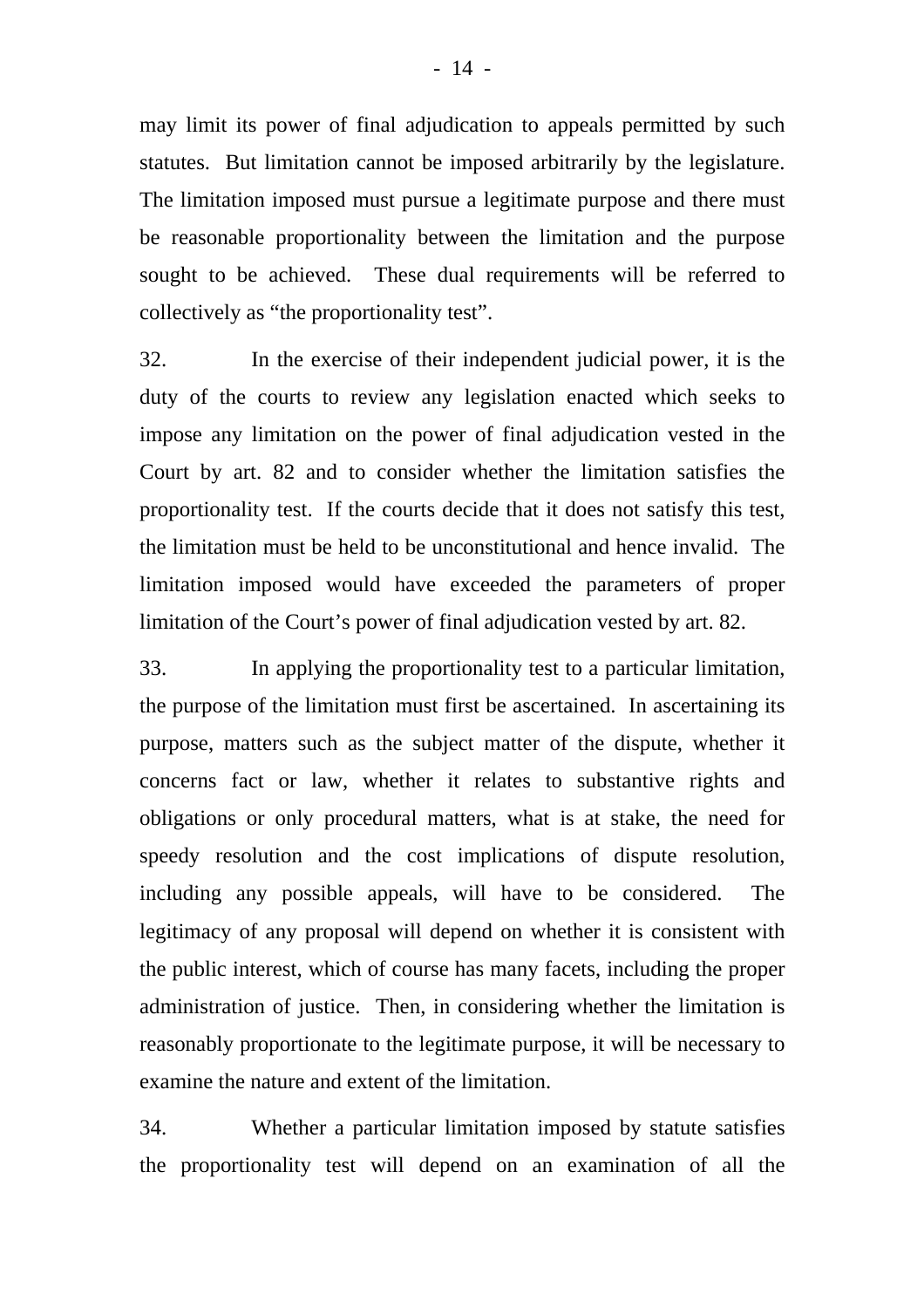may limit its power of final adjudication to appeals permitted by such statutes. But limitation cannot be imposed arbitrarily by the legislature. The limitation imposed must pursue a legitimate purpose and there must be reasonable proportionality between the limitation and the purpose sought to be achieved. These dual requirements will be referred to collectively as "the proportionality test".

32. In the exercise of their independent judicial power, it is the duty of the courts to review any legislation enacted which seeks to impose any limitation on the power of final adjudication vested in the Court by art. 82 and to consider whether the limitation satisfies the proportionality test. If the courts decide that it does not satisfy this test, the limitation must be held to be unconstitutional and hence invalid. The limitation imposed would have exceeded the parameters of proper limitation of the Court's power of final adjudication vested by art. 82.

33. In applying the proportionality test to a particular limitation, the purpose of the limitation must first be ascertained. In ascertaining its purpose, matters such as the subject matter of the dispute, whether it concerns fact or law, whether it relates to substantive rights and obligations or only procedural matters, what is at stake, the need for speedy resolution and the cost implications of dispute resolution, including any possible appeals, will have to be considered. The legitimacy of any proposal will depend on whether it is consistent with the public interest, which of course has many facets, including the proper administration of justice. Then, in considering whether the limitation is reasonably proportionate to the legitimate purpose, it will be necessary to examine the nature and extent of the limitation.

34. Whether a particular limitation imposed by statute satisfies the proportionality test will depend on an examination of all the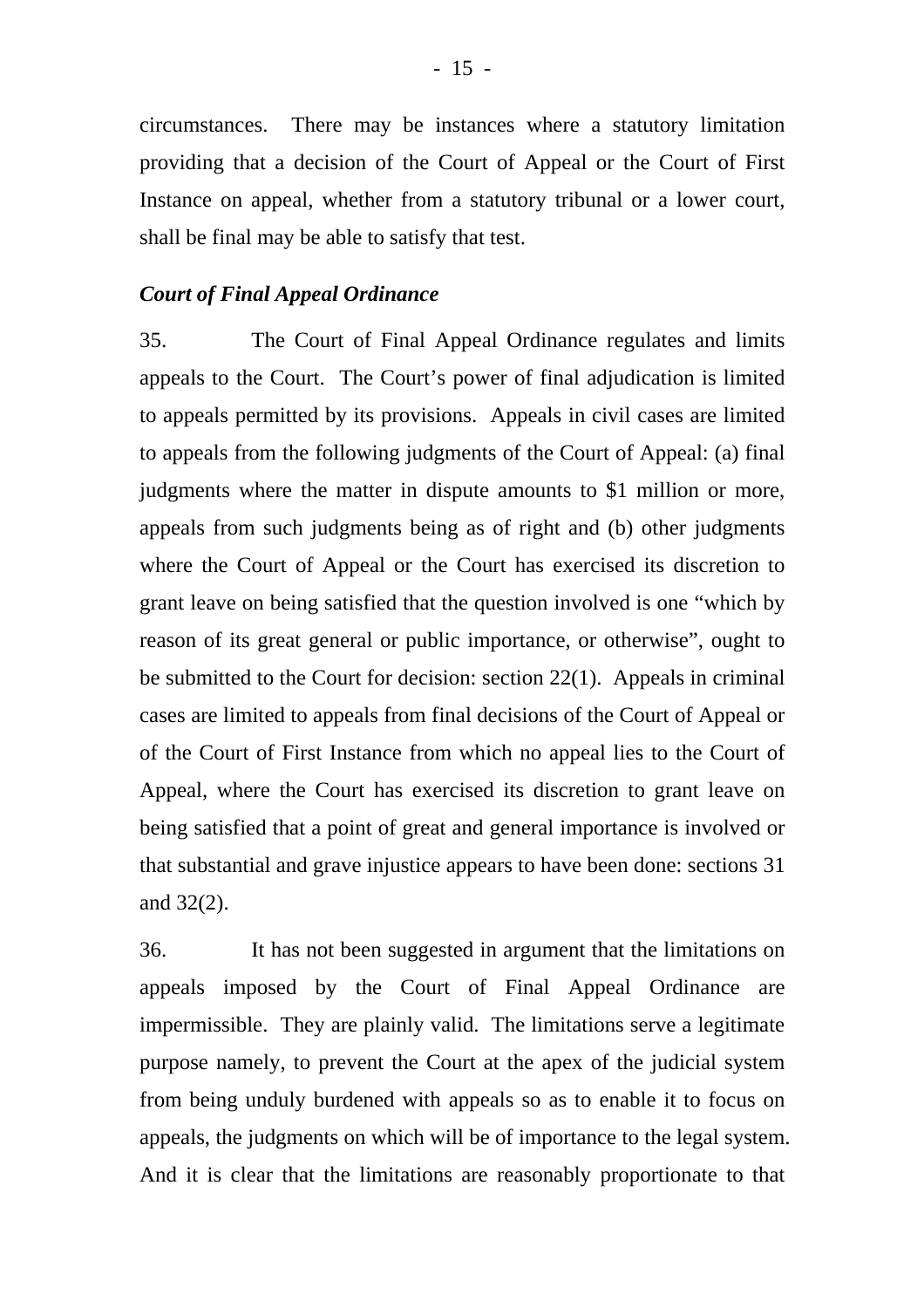circumstances. There may be instances where a statutory limitation providing that a decision of the Court of Appeal or the Court of First Instance on appeal, whether from a statutory tribunal or a lower court, shall be final may be able to satisfy that test.

***Court of Final Appeal Ordinance***

35. The Court of Final Appeal Ordinance regulates and limits appeals to the Court. The Court's power of final adjudication is limited to appeals permitted by its provisions. Appeals in civil cases are limited to appeals from the following judgments of the Court of Appeal: (a) final judgments where the matter in dispute amounts to $1 million or more, appeals from such judgments being as of right and (b) other judgments where the Court of Appeal or the Court has exercised its discretion to grant leave on being satisfied that the question involved is one "which by reason of its great general or public importance, or otherwise", ought to be submitted to the Court for decision: section 22(1). Appeals in criminal cases are limited to appeals from final decisions of the Court of Appeal or of the Court of First Instance from which no appeal lies to the Court of Appeal, where the Court has exercised its discretion to grant leave on being satisfied that a point of great and general importance is involved or that substantial and grave injustice appears to have been done: sections 31 and 32(2).

36. It has not been suggested in argument that the limitations on appeals imposed by the Court of Final Appeal Ordinance are impermissible. They are plainly valid. The limitations serve a legitimate purpose namely, to prevent the Court at the apex of the judicial system from being unduly burdened with appeals so as to enable it to focus on appeals, the judgments on which will be of importance to the legal system. And it is clear that the limitations are reasonably proportionate to that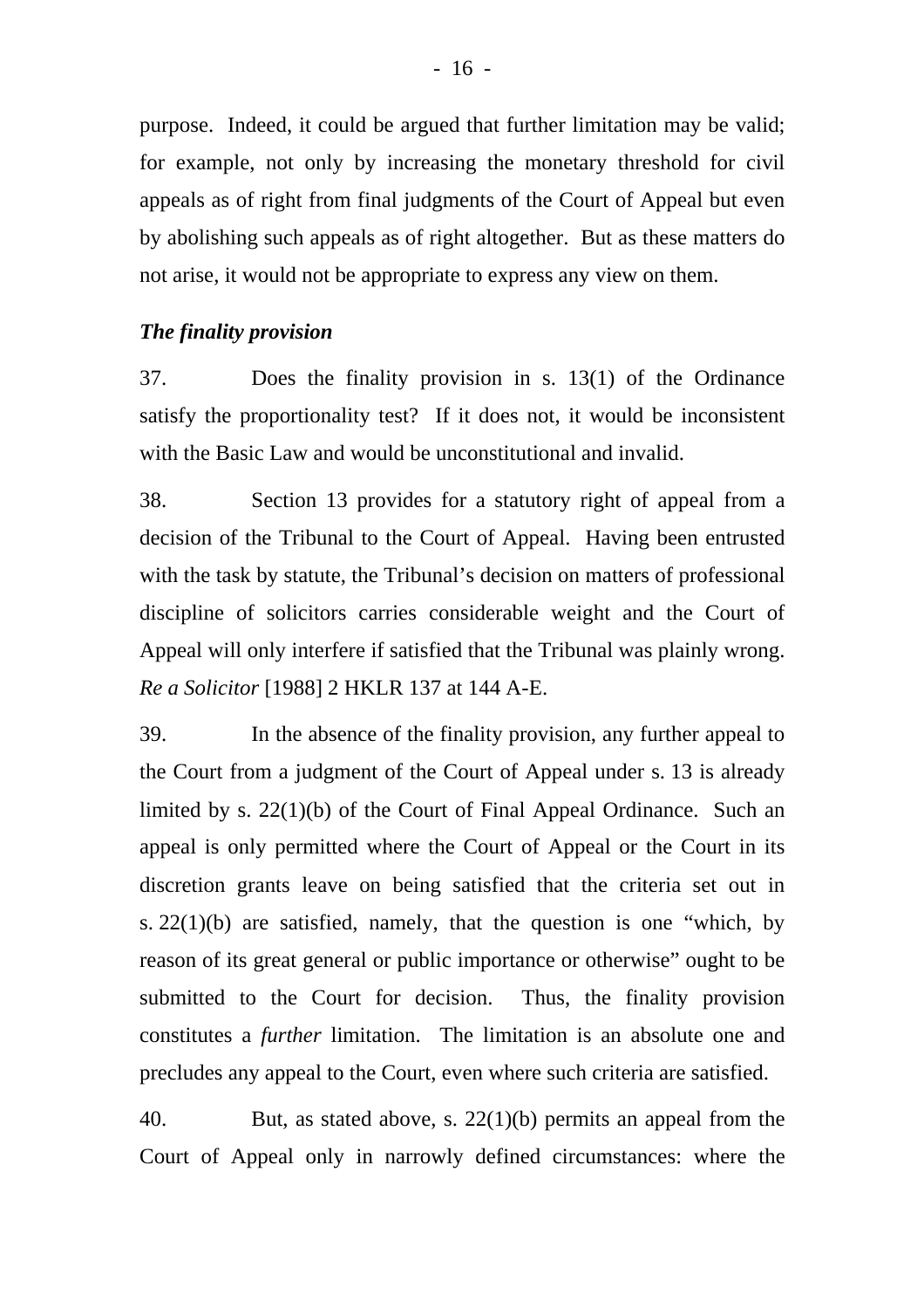purpose. Indeed, it could be argued that further limitation may be valid; for example, not only by increasing the monetary threshold for civil appeals as of right from final judgments of the Court of Appeal but even by abolishing such appeals as of right altogether. But as these matters do not arise, it would not be appropriate to express any view on them.

***The finality provision***

37. Does the finality provision in s. 13(1) of the Ordinance satisfy the proportionality test? If it does not, it would be inconsistent with the Basic Law and would be unconstitutional and invalid.

38. Section 13 provides for a statutory right of appeal from a decision of the Tribunal to the Court of Appeal. Having been entrusted with the task by statute, the Tribunal's decision on matters of professional discipline of solicitors carries considerable weight and the Court of Appeal will only interfere if satisfied that the Tribunal was plainly wrong. *Re a Solicitor* [1988] 2 HKLR 137 at 144 A-E.

39. In the absence of the finality provision, any further appeal to the Court from a judgment of the Court of Appeal under s. 13 is already limited by s. 22(1)(b) of the Court of Final Appeal Ordinance. Such an appeal is only permitted where the Court of Appeal or the Court in its discretion grants leave on being satisfied that the criteria set out in s. 22(1)(b) are satisfied, namely, that the question is one "which, by reason of its great general or public importance or otherwise" ought to be submitted to the Court for decision. Thus, the finality provision constitutes a *further* limitation. The limitation is an absolute one and precludes any appeal to the Court, even where such criteria are satisfied.

40. But, as stated above, s. 22(1)(b) permits an appeal from the Court of Appeal only in narrowly defined circumstances: where the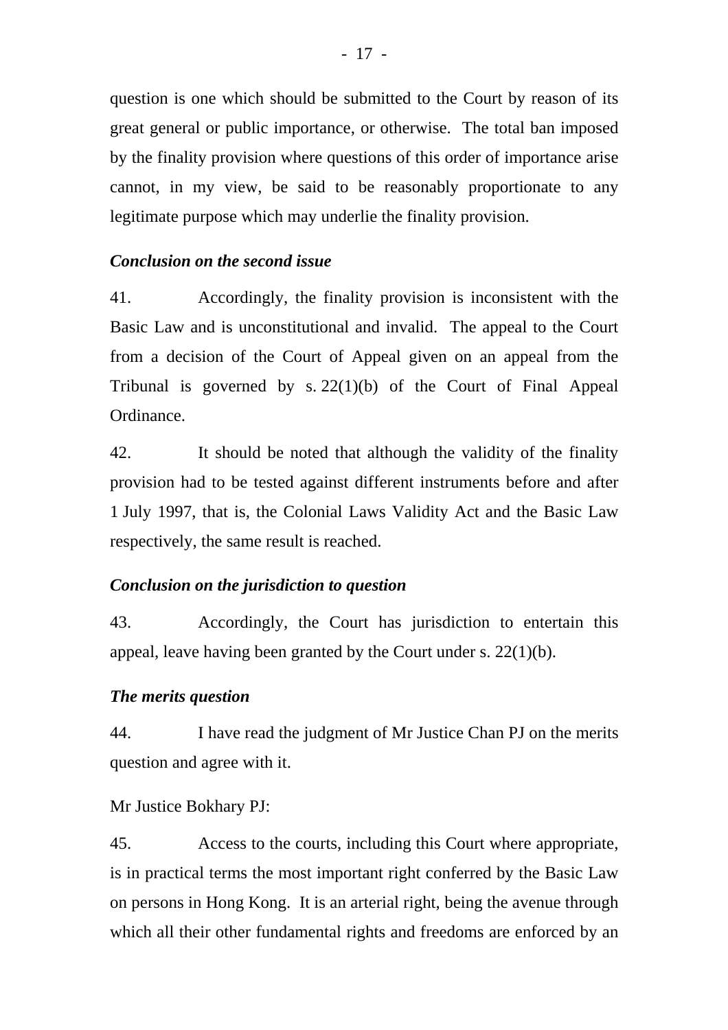question is one which should be submitted to the Court by reason of its great general or public importance, or otherwise. The total ban imposed by the finality provision where questions of this order of importance arise cannot, in my view, be said to be reasonably proportionate to any legitimate purpose which may underlie the finality provision.

***Conclusion on the second issue***

41. Accordingly, the finality provision is inconsistent with the Basic Law and is unconstitutional and invalid. The appeal to the Court from a decision of the Court of Appeal given on an appeal from the Tribunal is governed by s. 22(1)(b) of the Court of Final Appeal Ordinance.

42. It should be noted that although the validity of the finality provision had to be tested against different instruments before and after 1 July 1997, that is, the Colonial Laws Validity Act and the Basic Law respectively, the same result is reached.

***Conclusion on the jurisdiction to question***

43. Accordingly, the Court has jurisdiction to entertain this appeal, leave having been granted by the Court under s. 22(1)(b).

***The merits question***

44. I have read the judgment of Mr Justice Chan PJ on the merits question and agree with it.

Mr Justice Bokhary PJ:

45. Access to the courts, including this Court where appropriate, is in practical terms the most important right conferred by the Basic Law on persons in Hong Kong. It is an arterial right, being the avenue through which all their other fundamental rights and freedoms are enforced by an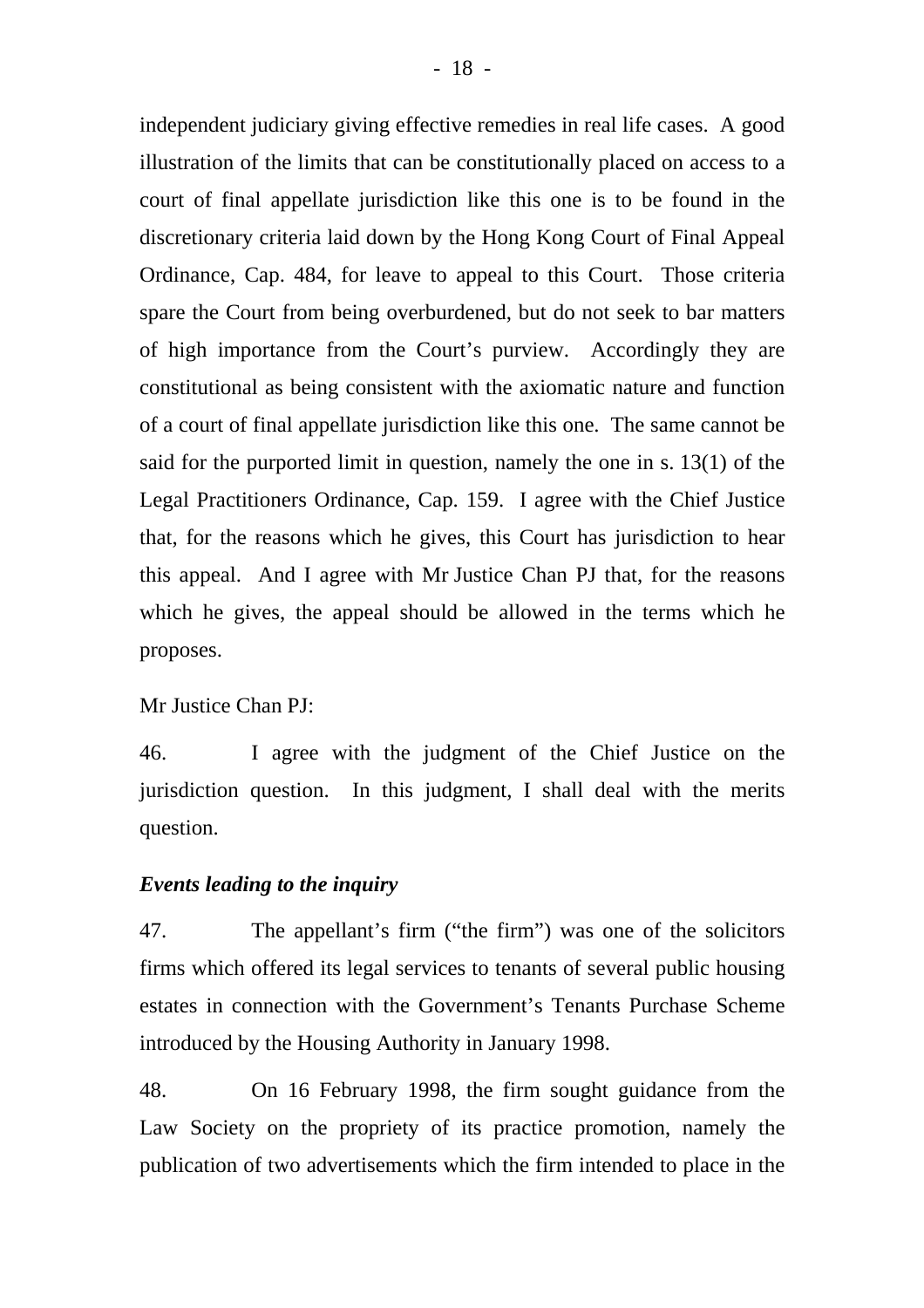independent judiciary giving effective remedies in real life cases. A good illustration of the limits that can be constitutionally placed on access to a court of final appellate jurisdiction like this one is to be found in the discretionary criteria laid down by the Hong Kong Court of Final Appeal Ordinance, Cap. 484, for leave to appeal to this Court. Those criteria spare the Court from being overburdened, but do not seek to bar matters of high importance from the Court's purview. Accordingly they are constitutional as being consistent with the axiomatic nature and function of a court of final appellate jurisdiction like this one. The same cannot be said for the purported limit in question, namely the one in s. 13(1) of the Legal Practitioners Ordinance, Cap. 159. I agree with the Chief Justice that, for the reasons which he gives, this Court has jurisdiction to hear this appeal. And I agree with Mr Justice Chan PJ that, for the reasons which he gives, the appeal should be allowed in the terms which he proposes.

Mr Justice Chan PJ:

46. I agree with the judgment of the Chief Justice on the jurisdiction question. In this judgment, I shall deal with the merits question.

***Events leading to the inquiry***

47. The appellant's firm ("the firm") was one of the solicitors firms which offered its legal services to tenants of several public housing estates in connection with the Government's Tenants Purchase Scheme introduced by the Housing Authority in January 1998.

48. On 16 February 1998, the firm sought guidance from the Law Society on the propriety of its practice promotion, namely the publication of two advertisements which the firm intended to place in the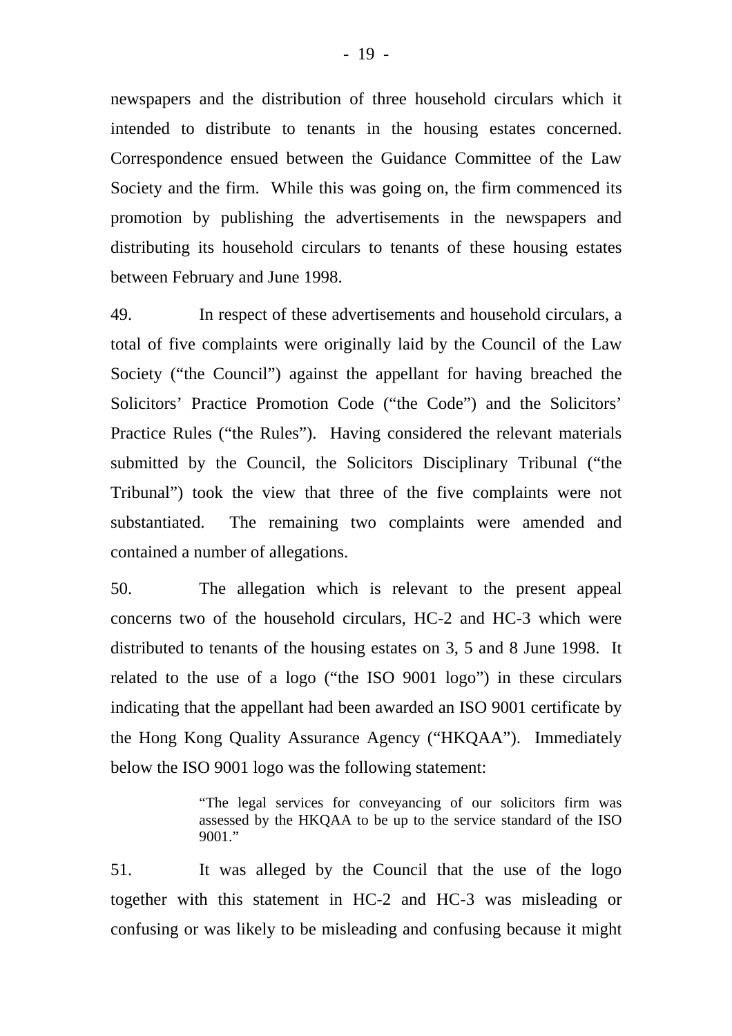newspapers and the distribution of three household circulars which it intended to distribute to tenants in the housing estates concerned. Correspondence ensued between the Guidance Committee of the Law Society and the firm. While this was going on, the firm commenced its promotion by publishing the advertisements in the newspapers and distributing its household circulars to tenants of these housing estates between February and June 1998.

49. In respect of these advertisements and household circulars, a total of five complaints were originally laid by the Council of the Law Society ("the Council") against the appellant for having breached the Solicitors' Practice Promotion Code ("the Code") and the Solicitors' Practice Rules ("the Rules"). Having considered the relevant materials submitted by the Council, the Solicitors Disciplinary Tribunal ("the Tribunal") took the view that three of the five complaints were not substantiated. The remaining two complaints were amended and contained a number of allegations.

50. The allegation which is relevant to the present appeal concerns two of the household circulars, HC-2 and HC-3 which were distributed to tenants of the housing estates on 3, 5 and 8 June 1998. It related to the use of a logo ("the ISO 9001 logo") in these circulars indicating that the appellant had been awarded an ISO 9001 certificate by the Hong Kong Quality Assurance Agency ("HKQAA"). Immediately below the ISO 9001 logo was the following statement:

> "The legal services for conveyancing of our solicitors firm was assessed by the HKQAA to be up to the service standard of the ISO 9001."

51. It was alleged by the Council that the use of the logo together with this statement in HC-2 and HC-3 was misleading or confusing or was likely to be misleading and confusing because it might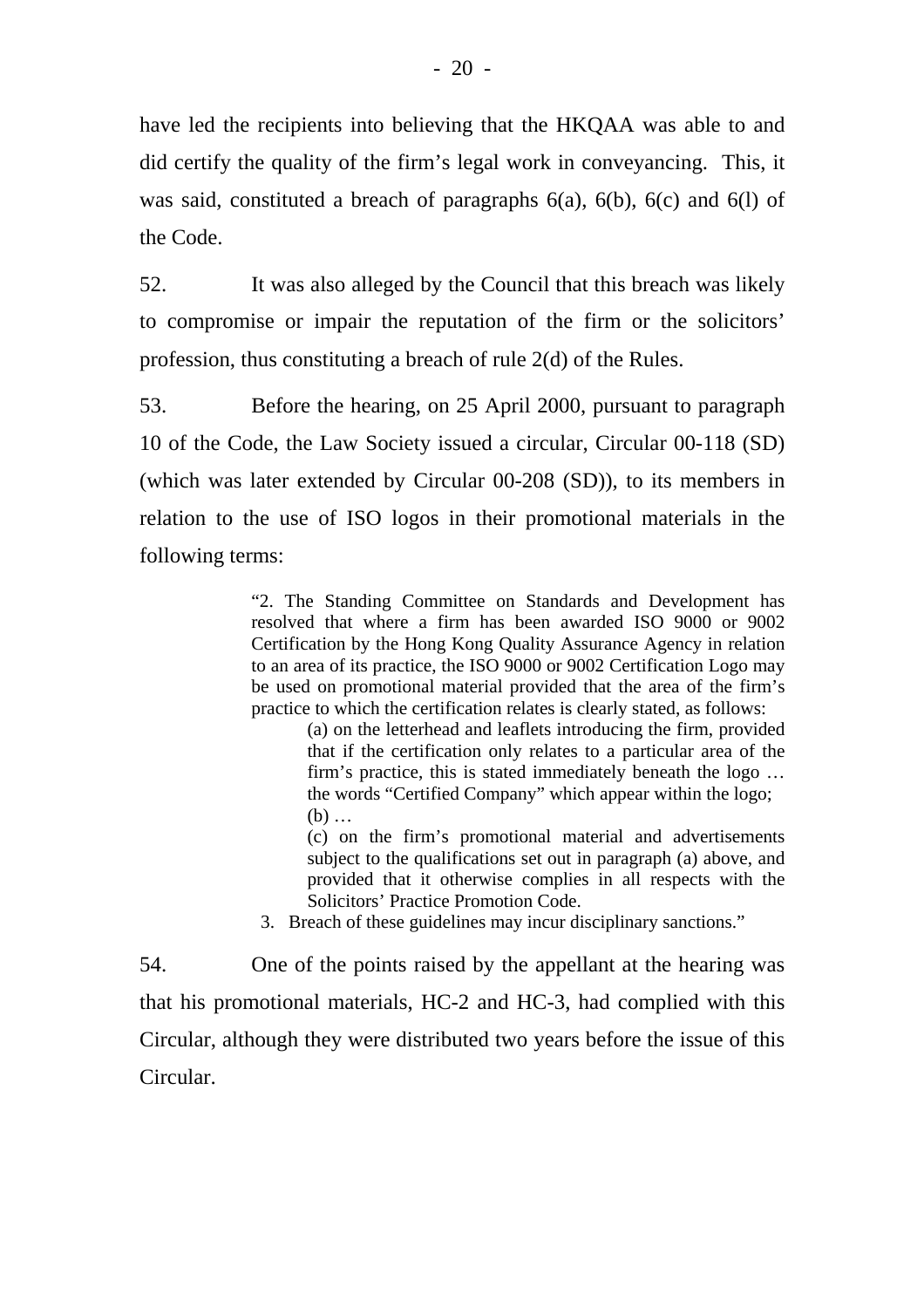have led the recipients into believing that the HKQAA was able to and did certify the quality of the firm's legal work in conveyancing. This, it was said, constituted a breach of paragraphs 6(a), 6(b), 6(c) and 6(l) of the Code.

52. It was also alleged by the Council that this breach was likely to compromise or impair the reputation of the firm or the solicitors' profession, thus constituting a breach of rule 2(d) of the Rules.

53. Before the hearing, on 25 April 2000, pursuant to paragraph 10 of the Code, the Law Society issued a circular, Circular 00-118 (SD) (which was later extended by Circular 00-208 (SD)), to its members in relation to the use of ISO logos in their promotional materials in the following terms:

> "2. The Standing Committee on Standards and Development has resolved that where a firm has been awarded ISO 9000 or 9002 Certification by the Hong Kong Quality Assurance Agency in relation to an area of its practice, the ISO 9000 or 9002 Certification Logo may be used on promotional material provided that the area of the firm's practice to which the certification relates is clearly stated, as follows:
>
> (a) on the letterhead and leaflets introducing the firm, provided that if the certification only relates to a particular area of the firm's practice, this is stated immediately beneath the logo … the words "Certified Company" which appear within the logo;
>
> (b) …
>
> (c) on the firm's promotional material and advertisements subject to the qualifications set out in paragraph (a) above, and provided that it otherwise complies in all respects with the Solicitors' Practice Promotion Code.
>
> 3. Breach of these guidelines may incur disciplinary sanctions."

54. One of the points raised by the appellant at the hearing was that his promotional materials, HC-2 and HC-3, had complied with this Circular, although they were distributed two years before the issue of this Circular.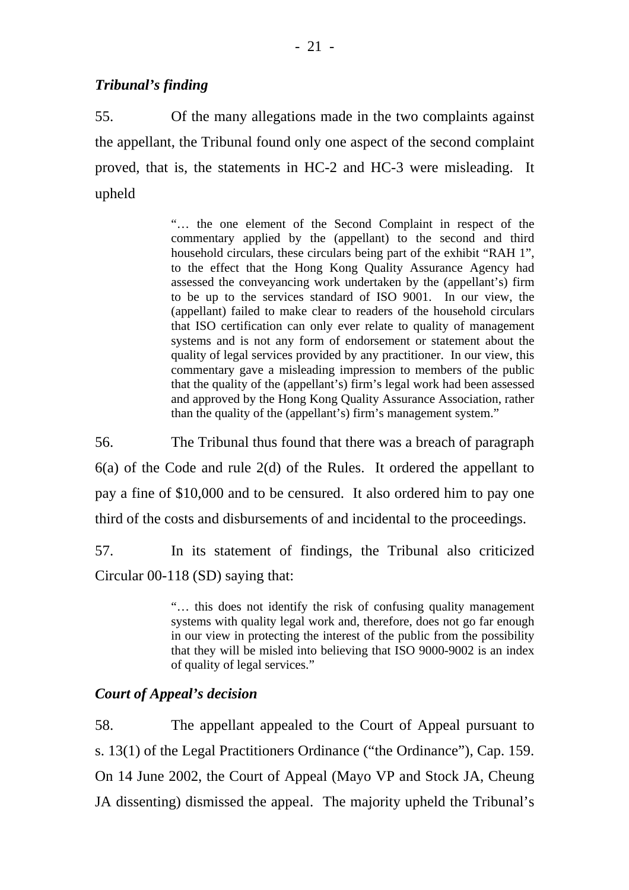*Tribunal's finding*

55. Of the many allegations made in the two complaints against the appellant, the Tribunal found only one aspect of the second complaint proved, that is, the statements in HC-2 and HC-3 were misleading. It upheld

> "… the one element of the Second Complaint in respect of the commentary applied by the (appellant) to the second and third household circulars, these circulars being part of the exhibit "RAH 1", to the effect that the Hong Kong Quality Assurance Agency had assessed the conveyancing work undertaken by the (appellant's) firm to be up to the services standard of ISO 9001. In our view, the (appellant) failed to make clear to readers of the household circulars that ISO certification can only ever relate to quality of management systems and is not any form of endorsement or statement about the quality of legal services provided by any practitioner. In our view, this commentary gave a misleading impression to members of the public that the quality of the (appellant's) firm's legal work had been assessed and approved by the Hong Kong Quality Assurance Association, rather than the quality of the (appellant's) firm's management system."

56. The Tribunal thus found that there was a breach of paragraph 6(a) of the Code and rule 2(d) of the Rules. It ordered the appellant to pay a fine of $10,000 and to be censured. It also ordered him to pay one third of the costs and disbursements of and incidental to the proceedings.

57. In its statement of findings, the Tribunal also criticized Circular 00-118 (SD) saying that:

> "… this does not identify the risk of confusing quality management systems with quality legal work and, therefore, does not go far enough in our view in protecting the interest of the public from the possibility that they will be misled into believing that ISO 9000-9002 is an index of quality of legal services."

*Court of Appeal's decision*

58. The appellant appealed to the Court of Appeal pursuant to s. 13(1) of the Legal Practitioners Ordinance ("the Ordinance"), Cap. 159. On 14 June 2002, the Court of Appeal (Mayo VP and Stock JA, Cheung JA dissenting) dismissed the appeal. The majority upheld the Tribunal's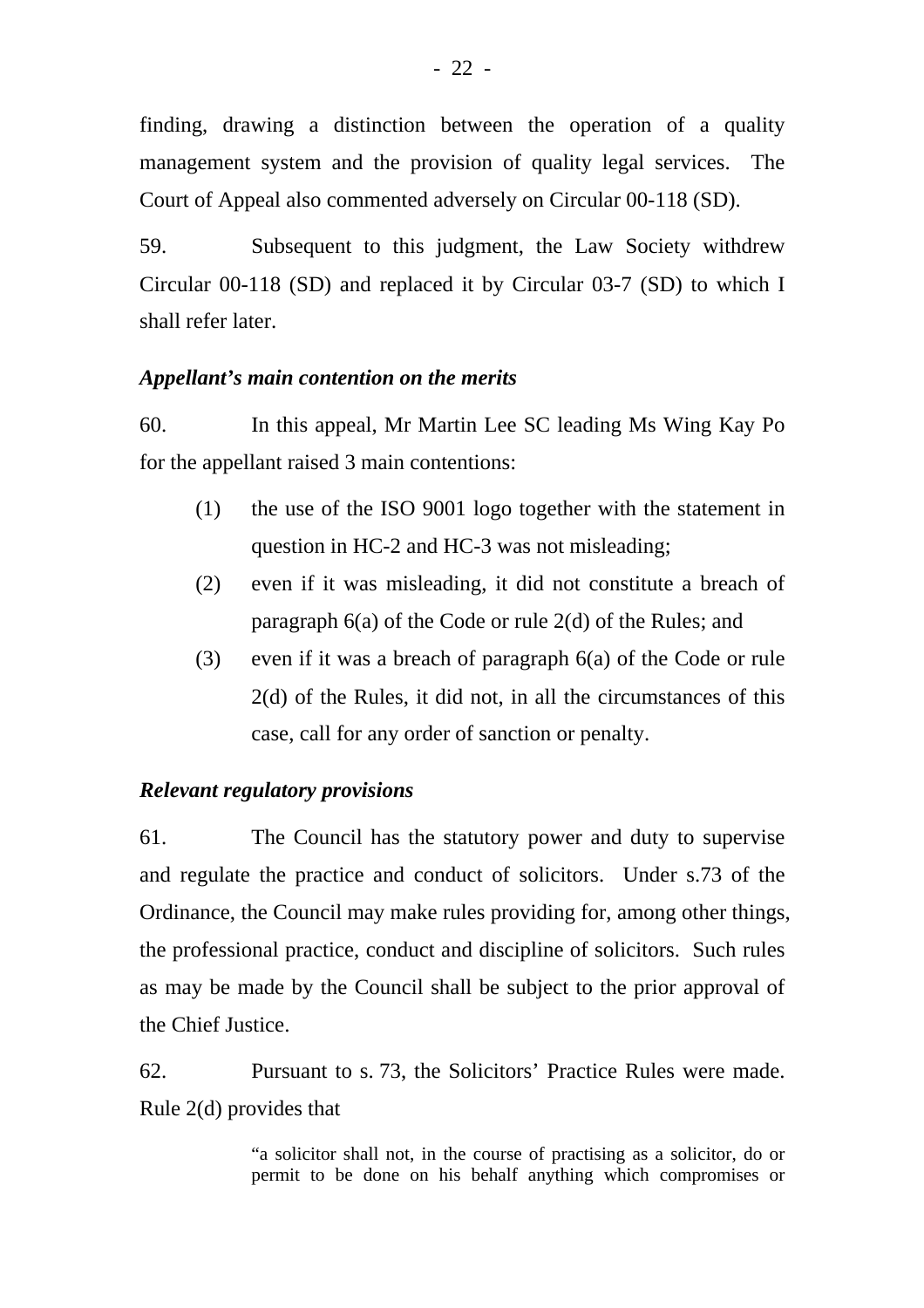finding, drawing a distinction between the operation of a quality management system and the provision of quality legal services. The Court of Appeal also commented adversely on Circular 00-118 (SD).

59. Subsequent to this judgment, the Law Society withdrew Circular 00-118 (SD) and replaced it by Circular 03-7 (SD) to which I shall refer later.

***Appellant's main contention on the merits***

60. In this appeal, Mr Martin Lee SC leading Ms Wing Kay Po for the appellant raised 3 main contentions:

(1) the use of the ISO 9001 logo together with the statement in question in HC-2 and HC-3 was not misleading;

(2) even if it was misleading, it did not constitute a breach of paragraph 6(a) of the Code or rule 2(d) of the Rules; and

(3) even if it was a breach of paragraph 6(a) of the Code or rule 2(d) of the Rules, it did not, in all the circumstances of this case, call for any order of sanction or penalty.

***Relevant regulatory provisions***

61. The Council has the statutory power and duty to supervise and regulate the practice and conduct of solicitors. Under s.73 of the Ordinance, the Council may make rules providing for, among other things, the professional practice, conduct and discipline of solicitors. Such rules as may be made by the Council shall be subject to the prior approval of the Chief Justice.

62. Pursuant to s. 73, the Solicitors' Practice Rules were made. Rule 2(d) provides that

> "a solicitor shall not, in the course of practising as a solicitor, do or permit to be done on his behalf anything which compromises or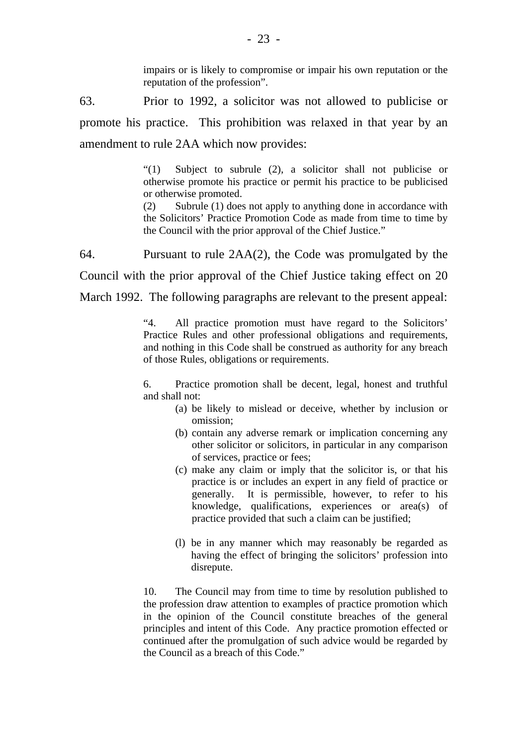> impairs or is likely to compromise or impair his own reputation or the reputation of the profession".

63. Prior to 1992, a solicitor was not allowed to publicise or promote his practice. This prohibition was relaxed in that year by an amendment to rule 2AA which now provides:

> "(1) Subject to subrule (2), a solicitor shall not publicise or otherwise promote his practice or permit his practice to be publicised or otherwise promoted.
>
> (2) Subrule (1) does not apply to anything done in accordance with the Solicitors' Practice Promotion Code as made from time to time by the Council with the prior approval of the Chief Justice."

64. Pursuant to rule 2AA(2), the Code was promulgated by the Council with the prior approval of the Chief Justice taking effect on 20 March 1992. The following paragraphs are relevant to the present appeal:

> "4. All practice promotion must have regard to the Solicitors' Practice Rules and other professional obligations and requirements, and nothing in this Code shall be construed as authority for any breach of those Rules, obligations or requirements.
>
> 6. Practice promotion shall be decent, legal, honest and truthful and shall not:
>
> (a) be likely to mislead or deceive, whether by inclusion or omission;
>
> (b) contain any adverse remark or implication concerning any other solicitor or solicitors, in particular in any comparison of services, practice or fees;
>
> (c) make any claim or imply that the solicitor is, or that his practice is or includes an expert in any field of practice or generally. It is permissible, however, to refer to his knowledge, qualifications, experiences or area(s) of practice provided that such a claim can be justified;
>
> (l) be in any manner which may reasonably be regarded as having the effect of bringing the solicitors' profession into disrepute.
>
> 10. The Council may from time to time by resolution published to the profession draw attention to examples of practice promotion which in the opinion of the Council constitute breaches of the general principles and intent of this Code. Any practice promotion effected or continued after the promulgation of such advice would be regarded by the Council as a breach of this Code."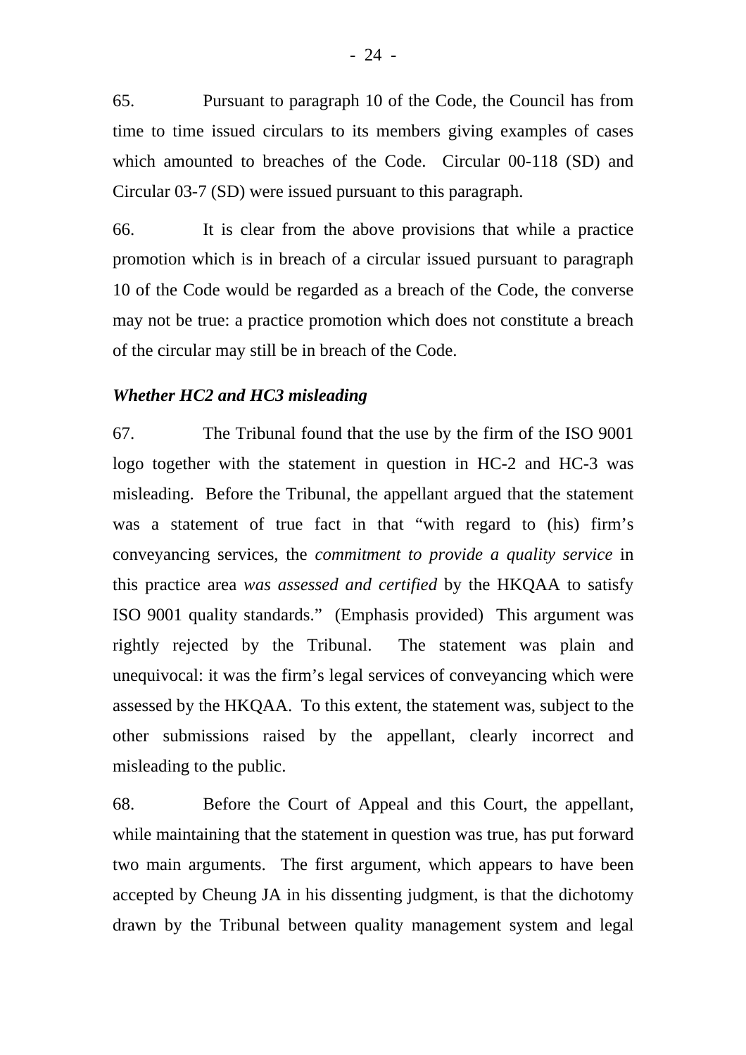65. Pursuant to paragraph 10 of the Code, the Council has from time to time issued circulars to its members giving examples of cases which amounted to breaches of the Code. Circular 00-118 (SD) and Circular 03-7 (SD) were issued pursuant to this paragraph.

66. It is clear from the above provisions that while a practice promotion which is in breach of a circular issued pursuant to paragraph 10 of the Code would be regarded as a breach of the Code, the converse may not be true: a practice promotion which does not constitute a breach of the circular may still be in breach of the Code.

***Whether HC2 and HC3 misleading***

67. The Tribunal found that the use by the firm of the ISO 9001 logo together with the statement in question in HC-2 and HC-3 was misleading. Before the Tribunal, the appellant argued that the statement was a statement of true fact in that "with regard to (his) firm's conveyancing services, the *commitment to provide a quality service* in this practice area *was assessed and certified* by the HKQAA to satisfy ISO 9001 quality standards." (Emphasis provided) This argument was rightly rejected by the Tribunal. The statement was plain and unequivocal: it was the firm's legal services of conveyancing which were assessed by the HKQAA. To this extent, the statement was, subject to the other submissions raised by the appellant, clearly incorrect and misleading to the public.

68. Before the Court of Appeal and this Court, the appellant, while maintaining that the statement in question was true, has put forward two main arguments. The first argument, which appears to have been accepted by Cheung JA in his dissenting judgment, is that the dichotomy drawn by the Tribunal between quality management system and legal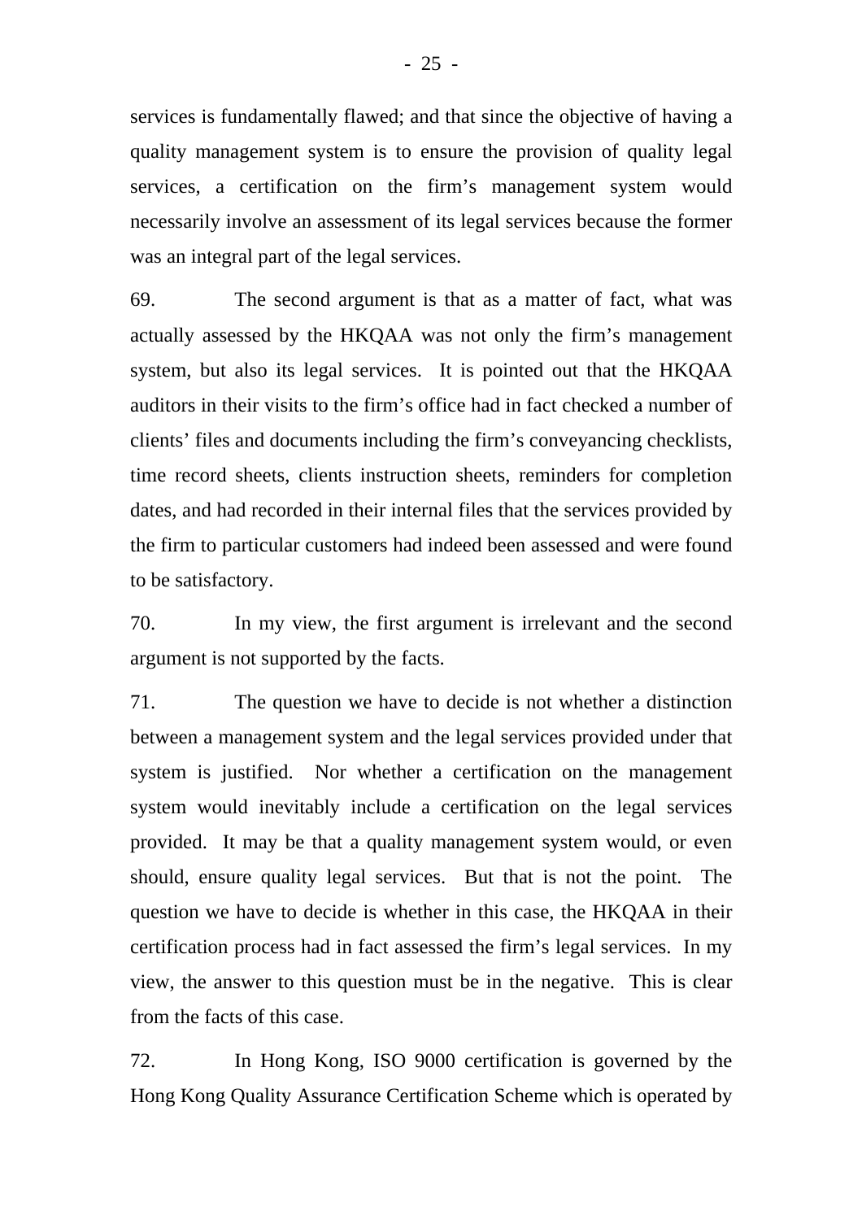services is fundamentally flawed; and that since the objective of having a quality management system is to ensure the provision of quality legal services, a certification on the firm's management system would necessarily involve an assessment of its legal services because the former was an integral part of the legal services.

69. The second argument is that as a matter of fact, what was actually assessed by the HKQAA was not only the firm's management system, but also its legal services. It is pointed out that the HKQAA auditors in their visits to the firm's office had in fact checked a number of clients' files and documents including the firm's conveyancing checklists, time record sheets, clients instruction sheets, reminders for completion dates, and had recorded in their internal files that the services provided by the firm to particular customers had indeed been assessed and were found to be satisfactory.

70. In my view, the first argument is irrelevant and the second argument is not supported by the facts.

71. The question we have to decide is not whether a distinction between a management system and the legal services provided under that system is justified. Nor whether a certification on the management system would inevitably include a certification on the legal services provided. It may be that a quality management system would, or even should, ensure quality legal services. But that is not the point. The question we have to decide is whether in this case, the HKQAA in their certification process had in fact assessed the firm's legal services. In my view, the answer to this question must be in the negative. This is clear from the facts of this case.

72. In Hong Kong, ISO 9000 certification is governed by the Hong Kong Quality Assurance Certification Scheme which is operated by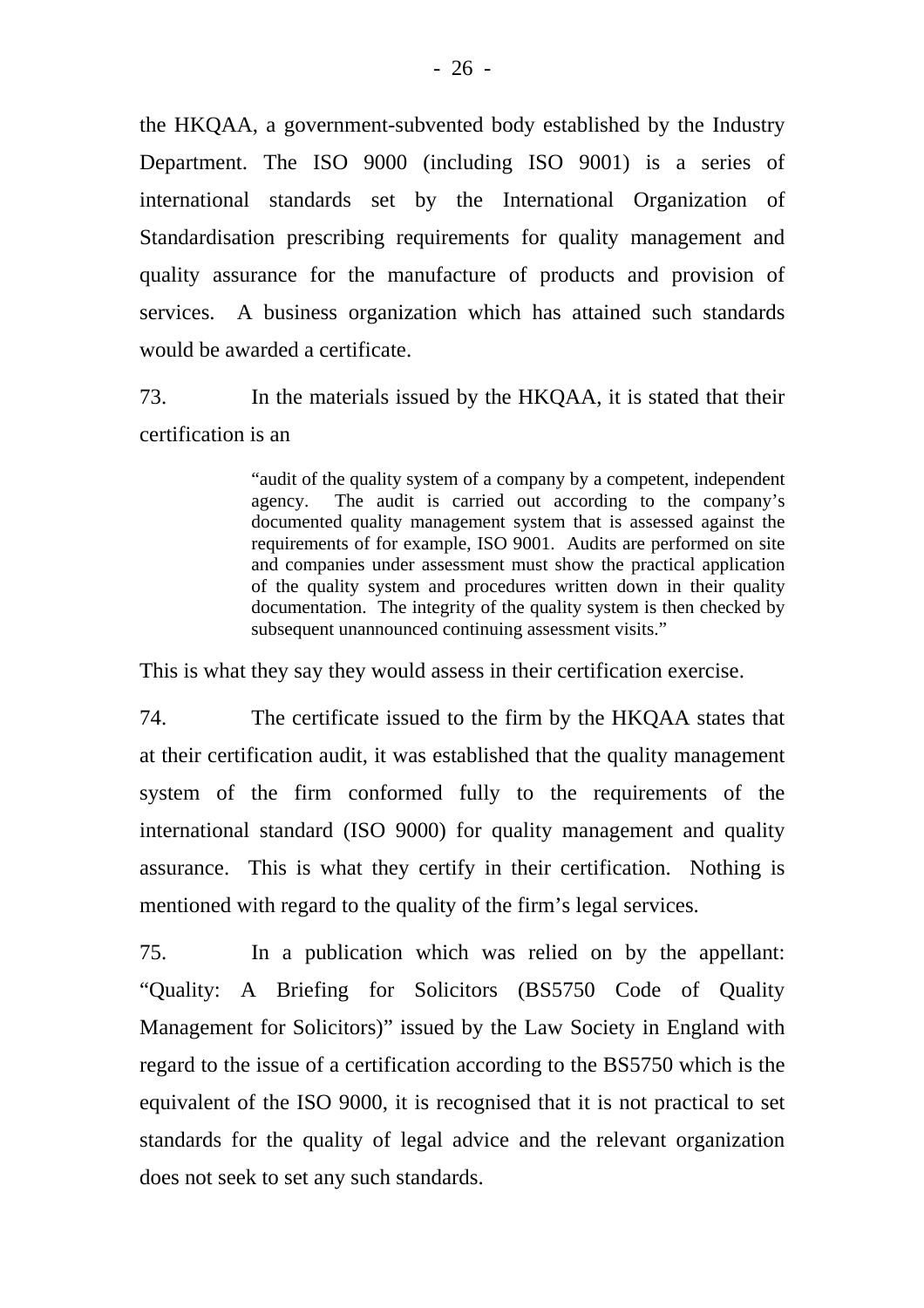the HKQAA, a government-subvented body established by the Industry Department. The ISO 9000 (including ISO 9001) is a series of international standards set by the International Organization of Standardisation prescribing requirements for quality management and quality assurance for the manufacture of products and provision of services. A business organization which has attained such standards would be awarded a certificate.

73. In the materials issued by the HKQAA, it is stated that their certification is an

> "audit of the quality system of a company by a competent, independent agency. The audit is carried out according to the company's documented quality management system that is assessed against the requirements of for example, ISO 9001. Audits are performed on site and companies under assessment must show the practical application of the quality system and procedures written down in their quality documentation. The integrity of the quality system is then checked by subsequent unannounced continuing assessment visits."

This is what they say they would assess in their certification exercise.

74. The certificate issued to the firm by the HKQAA states that at their certification audit, it was established that the quality management system of the firm conformed fully to the requirements of the international standard (ISO 9000) for quality management and quality assurance. This is what they certify in their certification. Nothing is mentioned with regard to the quality of the firm's legal services.

75. In a publication which was relied on by the appellant: "Quality: A Briefing for Solicitors (BS5750 Code of Quality Management for Solicitors)" issued by the Law Society in England with regard to the issue of a certification according to the BS5750 which is the equivalent of the ISO 9000, it is recognised that it is not practical to set standards for the quality of legal advice and the relevant organization does not seek to set any such standards.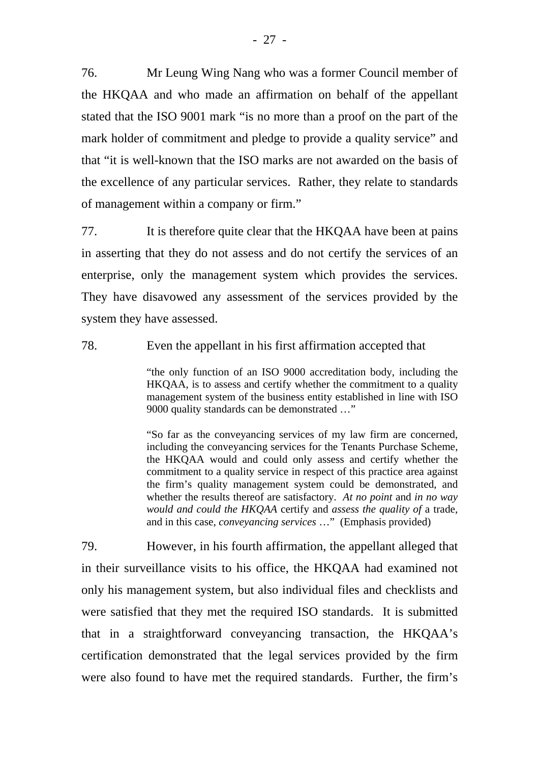76. Mr Leung Wing Nang who was a former Council member of the HKQAA and who made an affirmation on behalf of the appellant stated that the ISO 9001 mark "is no more than a proof on the part of the mark holder of commitment and pledge to provide a quality service" and that "it is well-known that the ISO marks are not awarded on the basis of the excellence of any particular services. Rather, they relate to standards of management within a company or firm."

77. It is therefore quite clear that the HKQAA have been at pains in asserting that they do not assess and do not certify the services of an enterprise, only the management system which provides the services. They have disavowed any assessment of the services provided by the system they have assessed.

78. Even the appellant in his first affirmation accepted that

> "the only function of an ISO 9000 accreditation body, including the HKQAA, is to assess and certify whether the commitment to a quality management system of the business entity established in line with ISO 9000 quality standards can be demonstrated …"
>
> "So far as the conveyancing services of my law firm are concerned, including the conveyancing services for the Tenants Purchase Scheme, the HKQAA would and could only assess and certify whether the commitment to a quality service in respect of this practice area against the firm's quality management system could be demonstrated, and whether the results thereof are satisfactory. *At no point* and *in no way would and could the HKQAA* certify and *assess the quality of* a trade, and in this case, *conveyancing services* …" (Emphasis provided)

79. However, in his fourth affirmation, the appellant alleged that in their surveillance visits to his office, the HKQAA had examined not only his management system, but also individual files and checklists and were satisfied that they met the required ISO standards. It is submitted that in a straightforward conveyancing transaction, the HKQAA's certification demonstrated that the legal services provided by the firm were also found to have met the required standards. Further, the firm's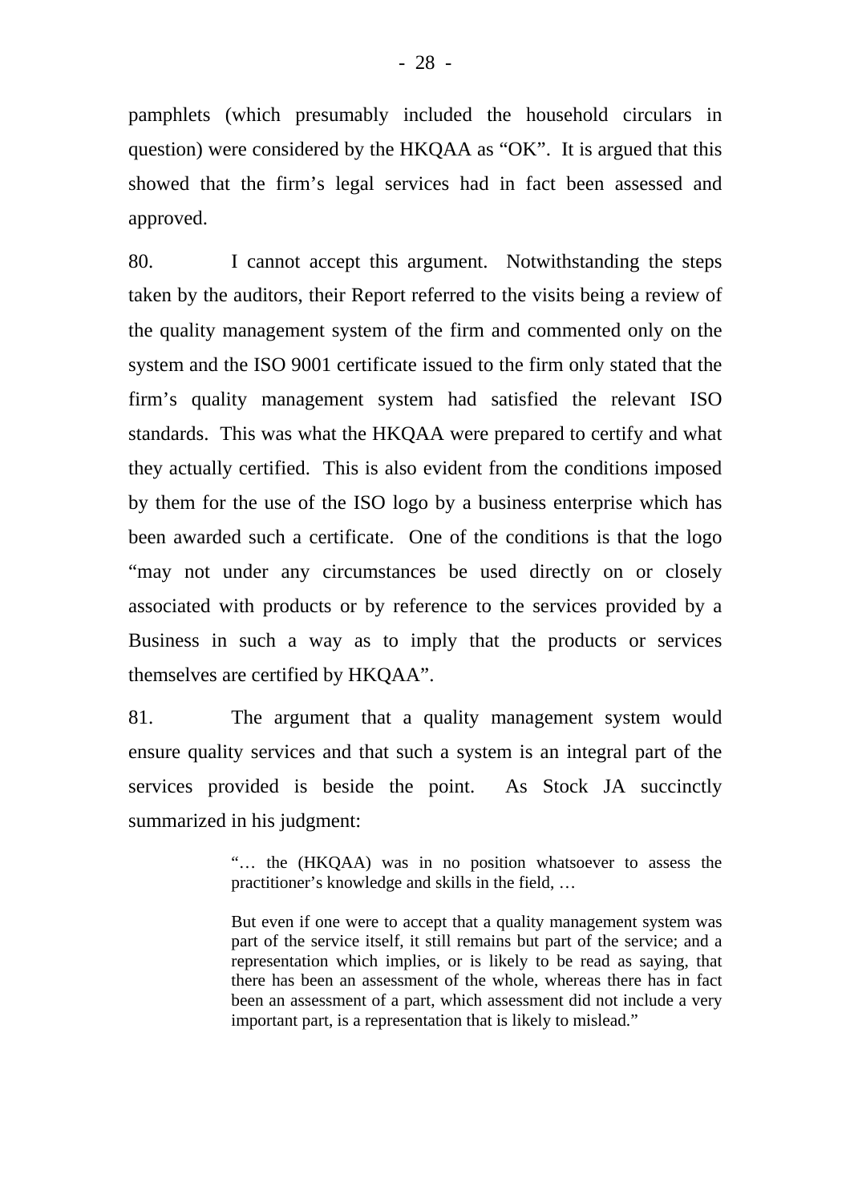pamphlets (which presumably included the household circulars in question) were considered by the HKQAA as "OK". It is argued that this showed that the firm's legal services had in fact been assessed and approved.

80. I cannot accept this argument. Notwithstanding the steps taken by the auditors, their Report referred to the visits being a review of the quality management system of the firm and commented only on the system and the ISO 9001 certificate issued to the firm only stated that the firm's quality management system had satisfied the relevant ISO standards. This was what the HKQAA were prepared to certify and what they actually certified. This is also evident from the conditions imposed by them for the use of the ISO logo by a business enterprise which has been awarded such a certificate. One of the conditions is that the logo "may not under any circumstances be used directly on or closely associated with products or by reference to the services provided by a Business in such a way as to imply that the products or services themselves are certified by HKQAA".

81. The argument that a quality management system would ensure quality services and that such a system is an integral part of the services provided is beside the point. As Stock JA succinctly summarized in his judgment:

> "… the (HKQAA) was in no position whatsoever to assess the practitioner's knowledge and skills in the field, …
>
> But even if one were to accept that a quality management system was part of the service itself, it still remains but part of the service; and a representation which implies, or is likely to be read as saying, that there has been an assessment of the whole, whereas there has in fact been an assessment of a part, which assessment did not include a very important part, is a representation that is likely to mislead."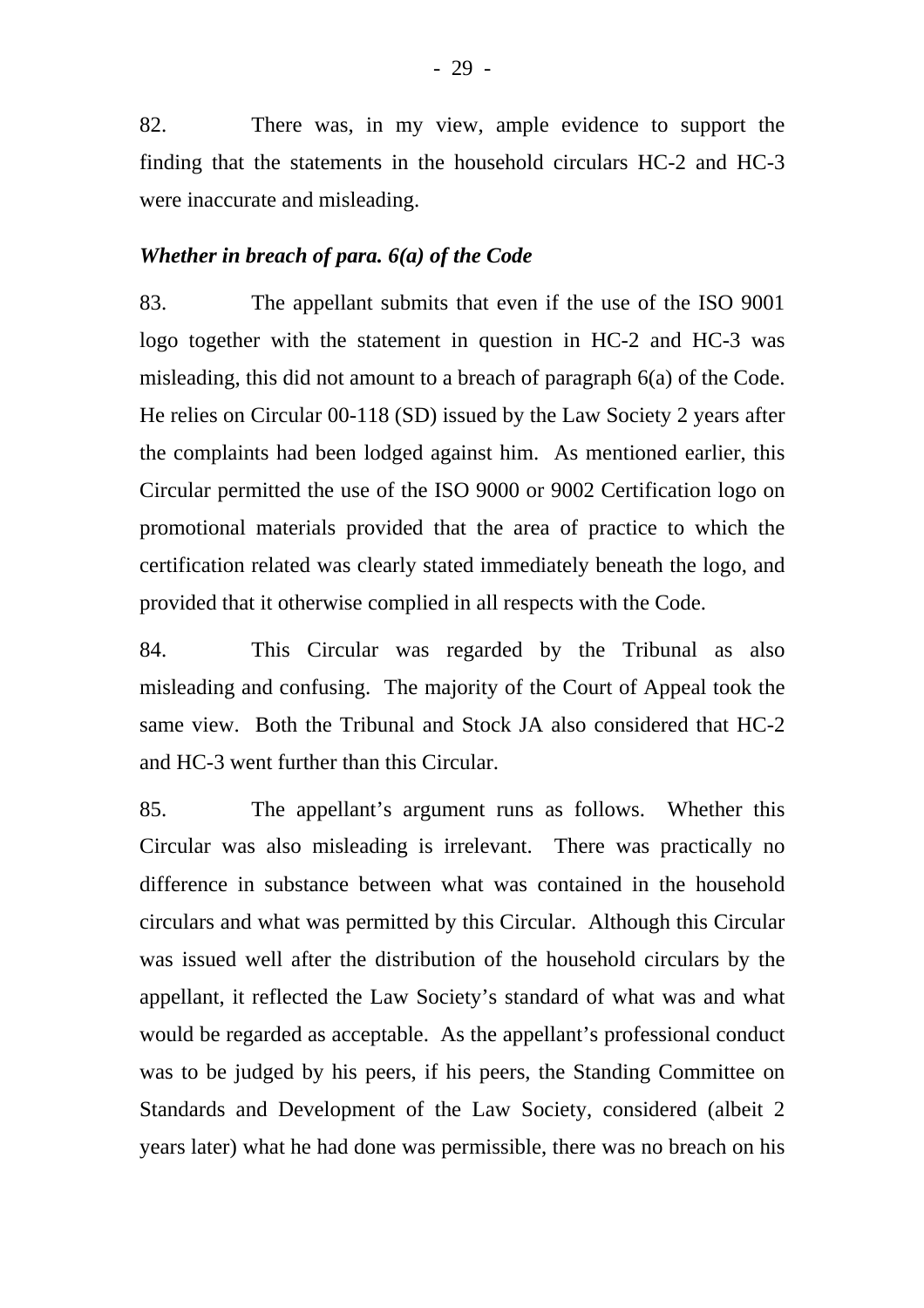82. There was, in my view, ample evidence to support the finding that the statements in the household circulars HC-2 and HC-3 were inaccurate and misleading.

### *Whether in breach of para. 6(a) of the Code*

83. The appellant submits that even if the use of the ISO 9001 logo together with the statement in question in HC-2 and HC-3 was misleading, this did not amount to a breach of paragraph 6(a) of the Code. He relies on Circular 00-118 (SD) issued by the Law Society 2 years after the complaints had been lodged against him. As mentioned earlier, this Circular permitted the use of the ISO 9000 or 9002 Certification logo on promotional materials provided that the area of practice to which the certification related was clearly stated immediately beneath the logo, and provided that it otherwise complied in all respects with the Code.

84. This Circular was regarded by the Tribunal as also misleading and confusing. The majority of the Court of Appeal took the same view. Both the Tribunal and Stock JA also considered that HC-2 and HC-3 went further than this Circular.

85. The appellant's argument runs as follows. Whether this Circular was also misleading is irrelevant. There was practically no difference in substance between what was contained in the household circulars and what was permitted by this Circular. Although this Circular was issued well after the distribution of the household circulars by the appellant, it reflected the Law Society's standard of what was and what would be regarded as acceptable. As the appellant's professional conduct was to be judged by his peers, if his peers, the Standing Committee on Standards and Development of the Law Society, considered (albeit 2 years later) what he had done was permissible, there was no breach on his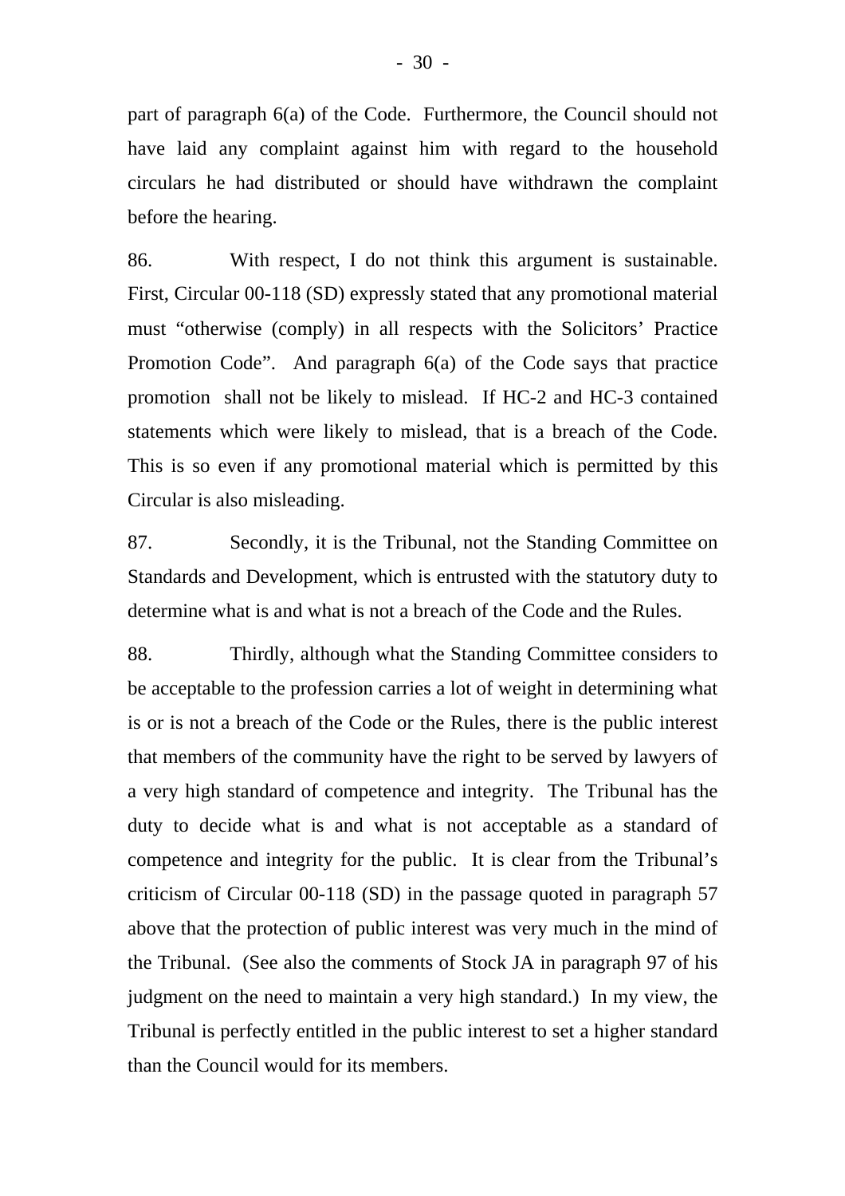part of paragraph 6(a) of the Code. Furthermore, the Council should not have laid any complaint against him with regard to the household circulars he had distributed or should have withdrawn the complaint before the hearing.

86. With respect, I do not think this argument is sustainable. First, Circular 00-118 (SD) expressly stated that any promotional material must "otherwise (comply) in all respects with the Solicitors' Practice Promotion Code". And paragraph 6(a) of the Code says that practice promotion shall not be likely to mislead. If HC-2 and HC-3 contained statements which were likely to mislead, that is a breach of the Code. This is so even if any promotional material which is permitted by this Circular is also misleading.

87. Secondly, it is the Tribunal, not the Standing Committee on Standards and Development, which is entrusted with the statutory duty to determine what is and what is not a breach of the Code and the Rules.

88. Thirdly, although what the Standing Committee considers to be acceptable to the profession carries a lot of weight in determining what is or is not a breach of the Code or the Rules, there is the public interest that members of the community have the right to be served by lawyers of a very high standard of competence and integrity. The Tribunal has the duty to decide what is and what is not acceptable as a standard of competence and integrity for the public. It is clear from the Tribunal's criticism of Circular 00-118 (SD) in the passage quoted in paragraph 57 above that the protection of public interest was very much in the mind of the Tribunal. (See also the comments of Stock JA in paragraph 97 of his judgment on the need to maintain a very high standard.) In my view, the Tribunal is perfectly entitled in the public interest to set a higher standard than the Council would for its members.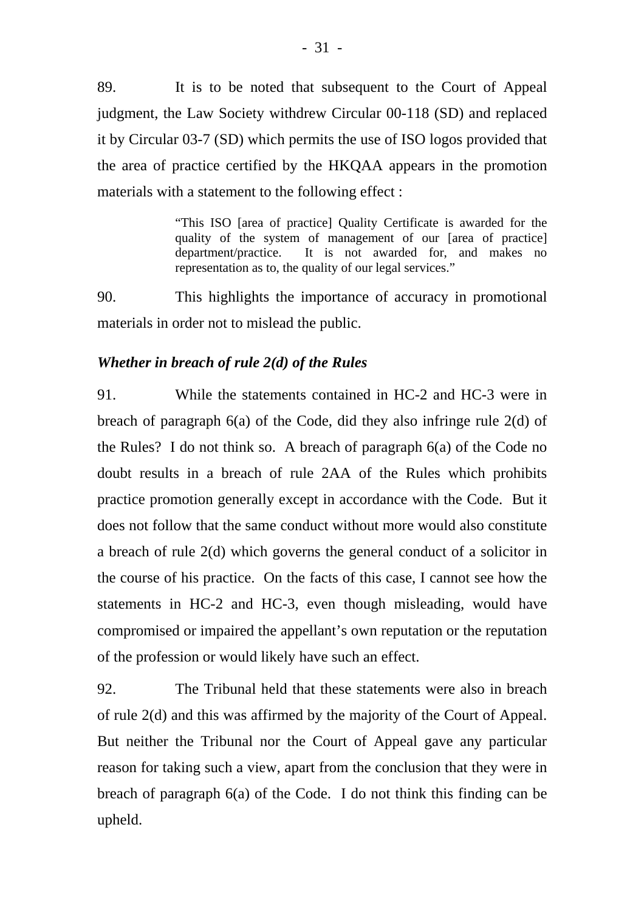89. It is to be noted that subsequent to the Court of Appeal judgment, the Law Society withdrew Circular 00-118 (SD) and replaced it by Circular 03-7 (SD) which permits the use of ISO logos provided that the area of practice certified by the HKQAA appears in the promotion materials with a statement to the following effect :

> "This ISO [area of practice] Quality Certificate is awarded for the quality of the system of management of our [area of practice] department/practice. It is not awarded for, and makes no representation as to, the quality of our legal services."

90. This highlights the importance of accuracy in promotional materials in order not to mislead the public.

***Whether in breach of rule 2(d) of the Rules***

91. While the statements contained in HC-2 and HC-3 were in breach of paragraph 6(a) of the Code, did they also infringe rule 2(d) of the Rules? I do not think so. A breach of paragraph 6(a) of the Code no doubt results in a breach of rule 2AA of the Rules which prohibits practice promotion generally except in accordance with the Code. But it does not follow that the same conduct without more would also constitute a breach of rule 2(d) which governs the general conduct of a solicitor in the course of his practice. On the facts of this case, I cannot see how the statements in HC-2 and HC-3, even though misleading, would have compromised or impaired the appellant's own reputation or the reputation of the profession or would likely have such an effect.

92. The Tribunal held that these statements were also in breach of rule 2(d) and this was affirmed by the majority of the Court of Appeal. But neither the Tribunal nor the Court of Appeal gave any particular reason for taking such a view, apart from the conclusion that they were in breach of paragraph 6(a) of the Code. I do not think this finding can be upheld.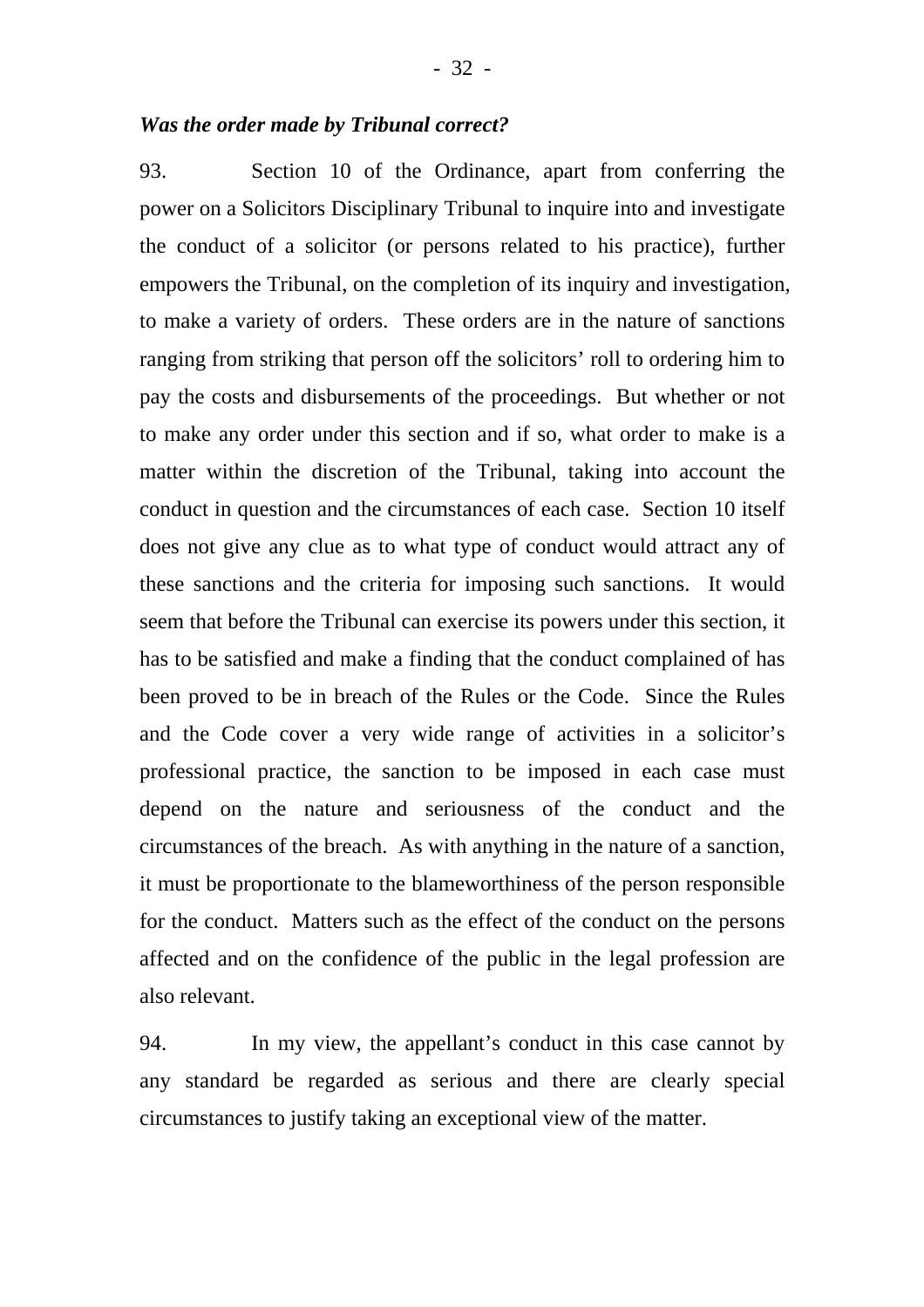***Was the order made by Tribunal correct?***

93. Section 10 of the Ordinance, apart from conferring the power on a Solicitors Disciplinary Tribunal to inquire into and investigate the conduct of a solicitor (or persons related to his practice), further empowers the Tribunal, on the completion of its inquiry and investigation, to make a variety of orders. These orders are in the nature of sanctions ranging from striking that person off the solicitors' roll to ordering him to pay the costs and disbursements of the proceedings. But whether or not to make any order under this section and if so, what order to make is a matter within the discretion of the Tribunal, taking into account the conduct in question and the circumstances of each case. Section 10 itself does not give any clue as to what type of conduct would attract any of these sanctions and the criteria for imposing such sanctions. It would seem that before the Tribunal can exercise its powers under this section, it has to be satisfied and make a finding that the conduct complained of has been proved to be in breach of the Rules or the Code. Since the Rules and the Code cover a very wide range of activities in a solicitor's professional practice, the sanction to be imposed in each case must depend on the nature and seriousness of the conduct and the circumstances of the breach. As with anything in the nature of a sanction, it must be proportionate to the blameworthiness of the person responsible for the conduct. Matters such as the effect of the conduct on the persons affected and on the confidence of the public in the legal profession are also relevant.

94. In my view, the appellant's conduct in this case cannot by any standard be regarded as serious and there are clearly special circumstances to justify taking an exceptional view of the matter.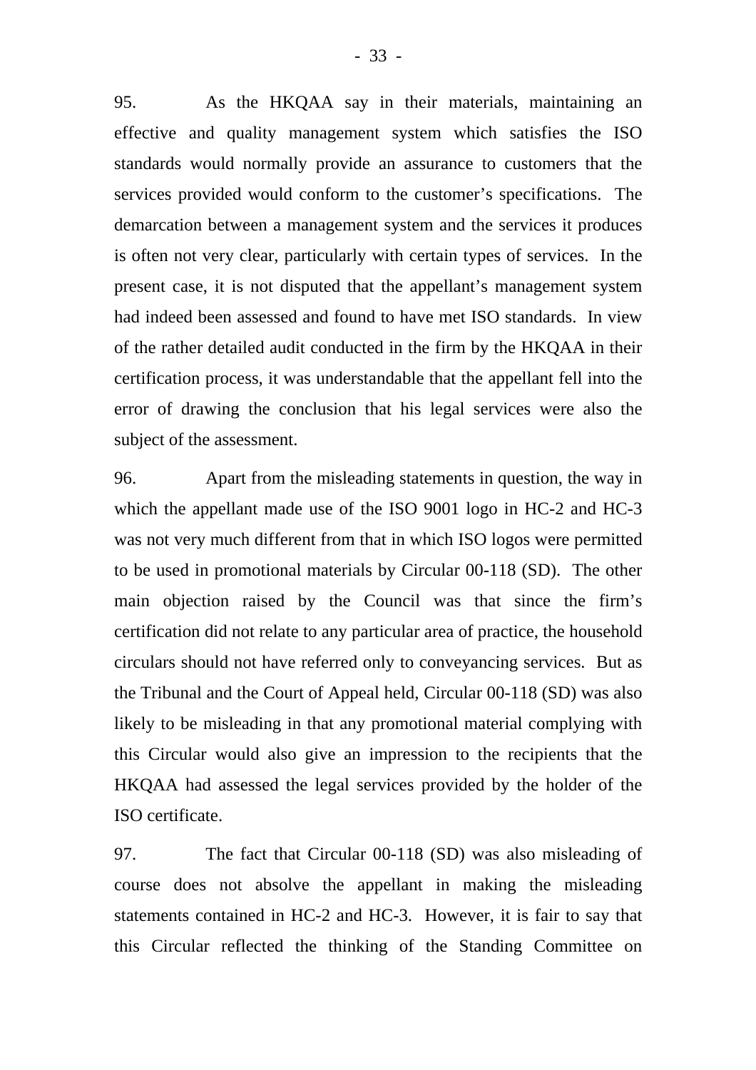95. As the HKQAA say in their materials, maintaining an effective and quality management system which satisfies the ISO standards would normally provide an assurance to customers that the services provided would conform to the customer's specifications. The demarcation between a management system and the services it produces is often not very clear, particularly with certain types of services. In the present case, it is not disputed that the appellant's management system had indeed been assessed and found to have met ISO standards. In view of the rather detailed audit conducted in the firm by the HKQAA in their certification process, it was understandable that the appellant fell into the error of drawing the conclusion that his legal services were also the subject of the assessment.

96. Apart from the misleading statements in question, the way in which the appellant made use of the ISO 9001 logo in HC-2 and HC-3 was not very much different from that in which ISO logos were permitted to be used in promotional materials by Circular 00-118 (SD). The other main objection raised by the Council was that since the firm's certification did not relate to any particular area of practice, the household circulars should not have referred only to conveyancing services. But as the Tribunal and the Court of Appeal held, Circular 00-118 (SD) was also likely to be misleading in that any promotional material complying with this Circular would also give an impression to the recipients that the HKQAA had assessed the legal services provided by the holder of the ISO certificate.

97. The fact that Circular 00-118 (SD) was also misleading of course does not absolve the appellant in making the misleading statements contained in HC-2 and HC-3. However, it is fair to say that this Circular reflected the thinking of the Standing Committee on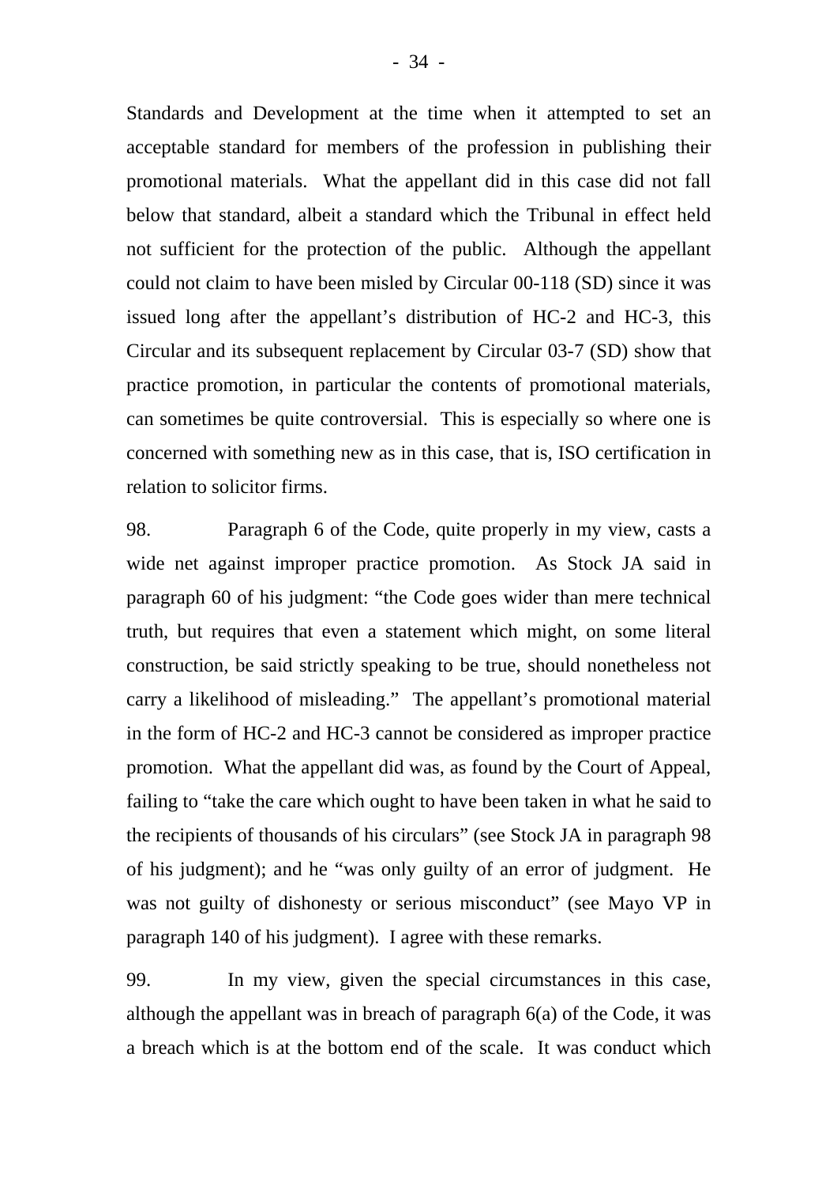Standards and Development at the time when it attempted to set an acceptable standard for members of the profession in publishing their promotional materials. What the appellant did in this case did not fall below that standard, albeit a standard which the Tribunal in effect held not sufficient for the protection of the public. Although the appellant could not claim to have been misled by Circular 00-118 (SD) since it was issued long after the appellant's distribution of HC-2 and HC-3, this Circular and its subsequent replacement by Circular 03-7 (SD) show that practice promotion, in particular the contents of promotional materials, can sometimes be quite controversial. This is especially so where one is concerned with something new as in this case, that is, ISO certification in relation to solicitor firms.

98. Paragraph 6 of the Code, quite properly in my view, casts a wide net against improper practice promotion. As Stock JA said in paragraph 60 of his judgment: "the Code goes wider than mere technical truth, but requires that even a statement which might, on some literal construction, be said strictly speaking to be true, should nonetheless not carry a likelihood of misleading." The appellant's promotional material in the form of HC-2 and HC-3 cannot be considered as improper practice promotion. What the appellant did was, as found by the Court of Appeal, failing to "take the care which ought to have been taken in what he said to the recipients of thousands of his circulars" (see Stock JA in paragraph 98 of his judgment); and he "was only guilty of an error of judgment. He was not guilty of dishonesty or serious misconduct" (see Mayo VP in paragraph 140 of his judgment). I agree with these remarks.

99. In my view, given the special circumstances in this case, although the appellant was in breach of paragraph 6(a) of the Code, it was a breach which is at the bottom end of the scale. It was conduct which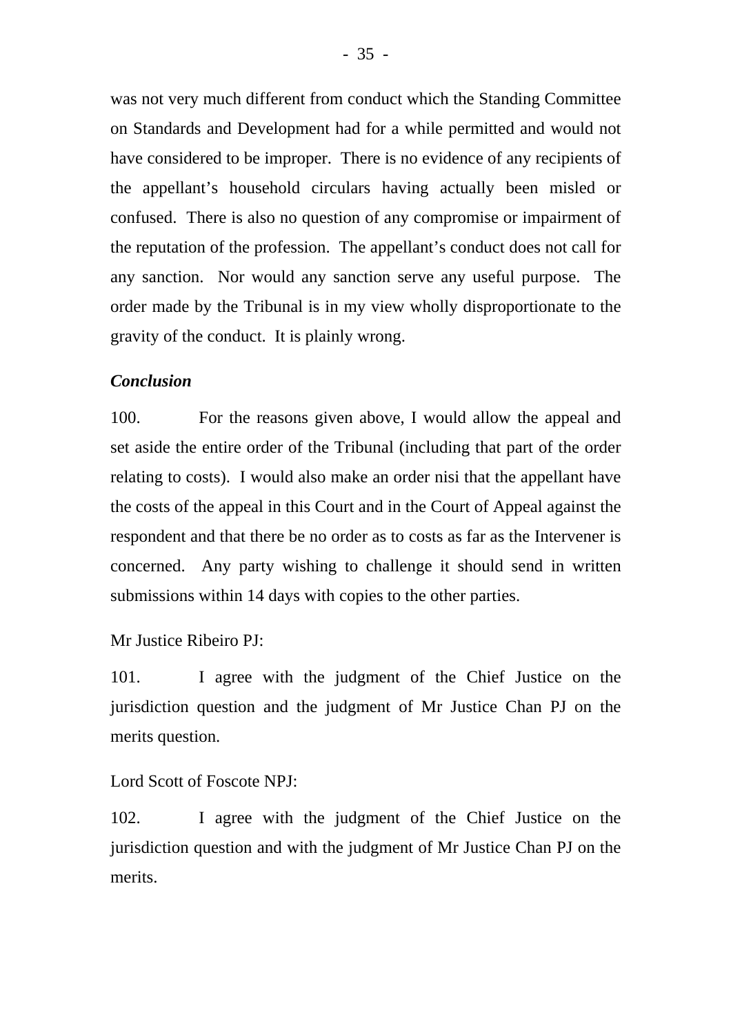was not very much different from conduct which the Standing Committee on Standards and Development had for a while permitted and would not have considered to be improper. There is no evidence of any recipients of the appellant's household circulars having actually been misled or confused. There is also no question of any compromise or impairment of the reputation of the profession. The appellant's conduct does not call for any sanction. Nor would any sanction serve any useful purpose. The order made by the Tribunal is in my view wholly disproportionate to the gravity of the conduct. It is plainly wrong.

***Conclusion***

100. For the reasons given above, I would allow the appeal and set aside the entire order of the Tribunal (including that part of the order relating to costs). I would also make an order nisi that the appellant have the costs of the appeal in this Court and in the Court of Appeal against the respondent and that there be no order as to costs as far as the Intervener is concerned. Any party wishing to challenge it should send in written submissions within 14 days with copies to the other parties.

Mr Justice Ribeiro PJ:

101. I agree with the judgment of the Chief Justice on the jurisdiction question and the judgment of Mr Justice Chan PJ on the merits question.

Lord Scott of Foscote NPJ:

102. I agree with the judgment of the Chief Justice on the jurisdiction question and with the judgment of Mr Justice Chan PJ on the merits.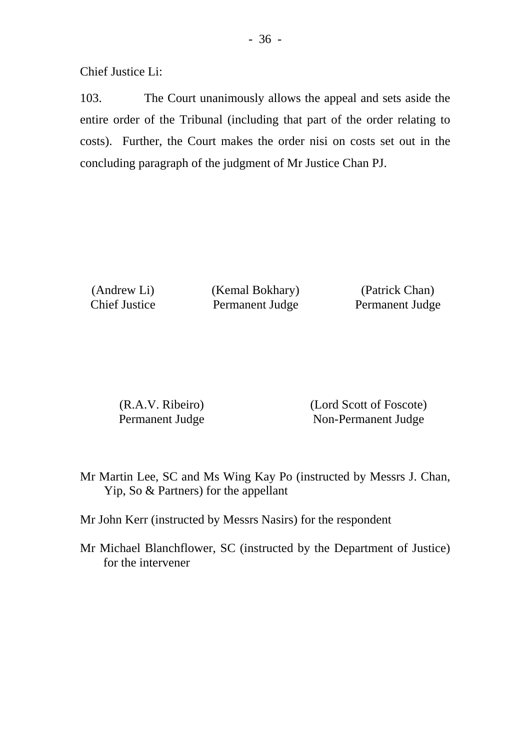Chief Justice Li:

103. The Court unanimously allows the appeal and sets aside the entire order of the Tribunal (including that part of the order relating to costs). Further, the Court makes the order nisi on costs set out in the concluding paragraph of the judgment of Mr Justice Chan PJ.

| | | |
|---|---|---|
| (Andrew Li)<br>Chief Justice | (Kemal Bokhary)<br>Permanent Judge | (Patrick Chan)<br>Permanent Judge |

| | |
|---|---|
| (R.A.V. Ribeiro)<br>Permanent Judge | (Lord Scott of Foscote)<br>Non-Permanent Judge |

Mr Martin Lee, SC and Ms Wing Kay Po (instructed by Messrs J. Chan, Yip, So & Partners) for the appellant

Mr John Kerr (instructed by Messrs Nasirs) for the respondent

Mr Michael Blanchflower, SC (instructed by the Department of Justice) for the intervener